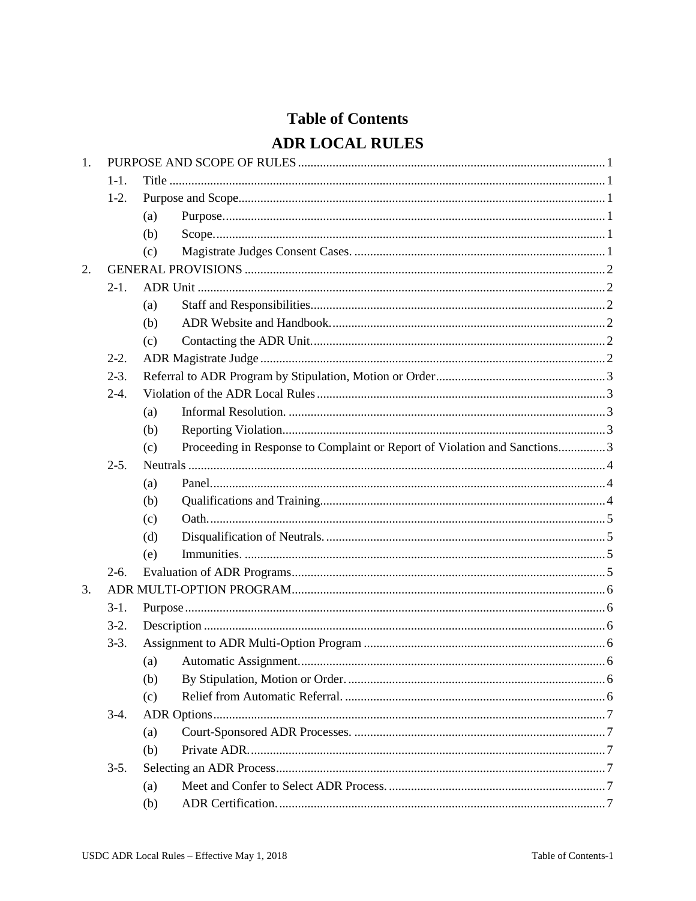# Table of Contents

## ADR LOCAL RULES

1. PURPOSE AND SCOPE OF RULES ..... 1
   - 1-1. Title ..... 1
   - 1-2. Purpose and Scope ..... 1
     - (a) Purpose. ..... 1
     - (b) Scope. ..... 1
     - (c) Magistrate Judges Consent Cases. ..... 1
2. GENERAL PROVISIONS ..... 2
   - 2-1. ADR Unit ..... 2
     - (a) Staff and Responsibilities ..... 2
     - (b) ADR Website and Handbook. ..... 2
     - (c) Contacting the ADR Unit. ..... 2
   - 2-2. ADR Magistrate Judge ..... 2
   - 2-3. Referral to ADR Program by Stipulation, Motion or Order ..... 3
   - 2-4. Violation of the ADR Local Rules ..... 3
     - (a) Informal Resolution. ..... 3
     - (b) Reporting Violation. ..... 3
     - (c) Proceeding in Response to Complaint or Report of Violation and Sanctions ..... 3
   - 2-5. Neutrals ..... 4
     - (a) Panel. ..... 4
     - (b) Qualifications and Training ..... 4
     - (c) Oath. ..... 5
     - (d) Disqualification of Neutrals. ..... 5
     - (e) Immunities. ..... 5
   - 2-6. Evaluation of ADR Programs ..... 5
3. ADR MULTI-OPTION PROGRAM ..... 6
   - 3-1. Purpose ..... 6
   - 3-2. Description ..... 6
   - 3-3. Assignment to ADR Multi-Option Program ..... 6
     - (a) Automatic Assignment. ..... 6
     - (b) By Stipulation, Motion or Order. ..... 6
     - (c) Relief from Automatic Referral. ..... 6
   - 3-4. ADR Options ..... 7
     - (a) Court-Sponsored ADR Processes. ..... 7
     - (b) Private ADR. ..... 7
   - 3-5. Selecting an ADR Process ..... 7
     - (a) Meet and Confer to Select ADR Process. ..... 7
     - (b) ADR Certification. ..... 7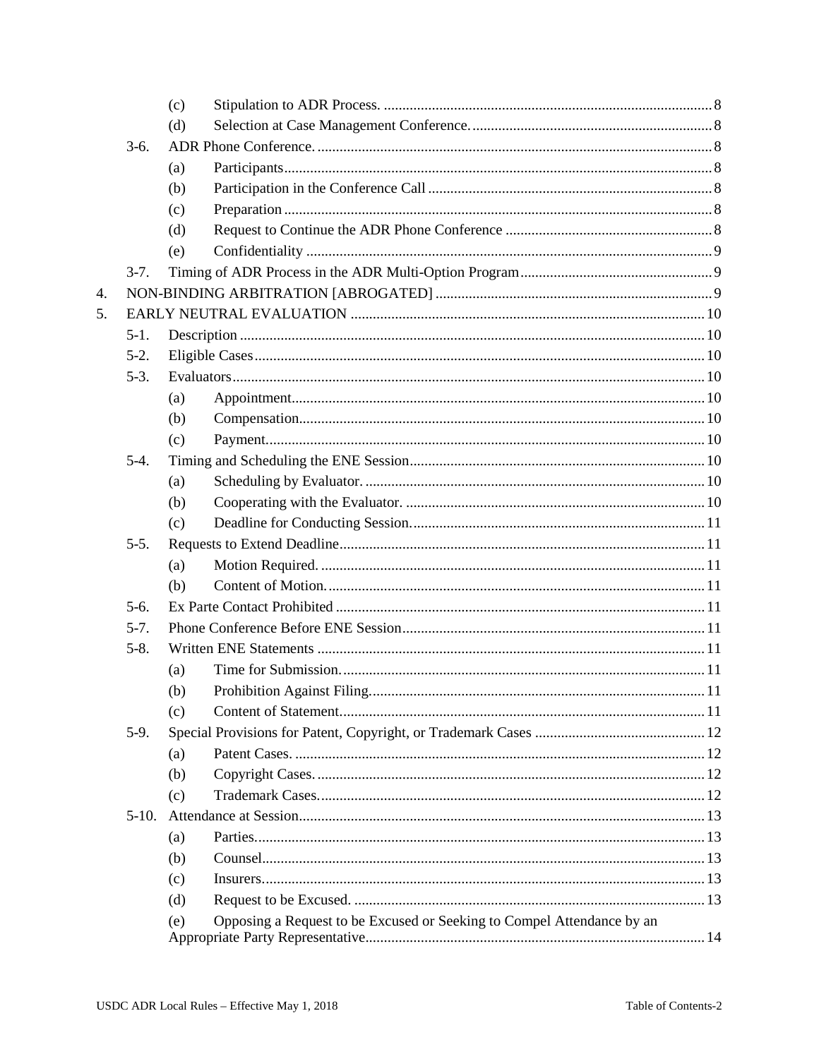- (c) Stipulation to ADR Process. ... 8
- (d) Selection at Case Management Conference. ... 8

3-6. ADR Phone Conference. ... 8

- (a) Participants ... 8
- (b) Participation in the Conference Call ... 8
- (c) Preparation ... 8
- (d) Request to Continue the ADR Phone Conference ... 8
- (e) Confidentiality ... 9

3-7. Timing of ADR Process in the ADR Multi-Option Program ... 9

4. NON-BINDING ARBITRATION [ABROGATED] ... 9

5. EARLY NEUTRAL EVALUATION ... 10

5-1. Description ... 10

5-2. Eligible Cases ... 10

5-3. Evaluators ... 10

- (a) Appointment ... 10
- (b) Compensation ... 10
- (c) Payment ... 10

5-4. Timing and Scheduling the ENE Session ... 10

- (a) Scheduling by Evaluator. ... 10
- (b) Cooperating with the Evaluator. ... 10
- (c) Deadline for Conducting Session. ... 11

5-5. Requests to Extend Deadline ... 11

- (a) Motion Required. ... 11
- (b) Content of Motion. ... 11

5-6. Ex Parte Contact Prohibited ... 11

5-7. Phone Conference Before ENE Session ... 11

5-8. Written ENE Statements ... 11

- (a) Time for Submission. ... 11
- (b) Prohibition Against Filing. ... 11
- (c) Content of Statement. ... 11

5-9. Special Provisions for Patent, Copyright, or Trademark Cases ... 12

- (a) Patent Cases. ... 12
- (b) Copyright Cases. ... 12
- (c) Trademark Cases. ... 12

5-10. Attendance at Session ... 13

- (a) Parties. ... 13
- (b) Counsel ... 13
- (c) Insurers. ... 13
- (d) Request to be Excused. ... 13
- (e) Opposing a Request to be Excused or Seeking to Compel Attendance by an Appropriate Party Representative ... 14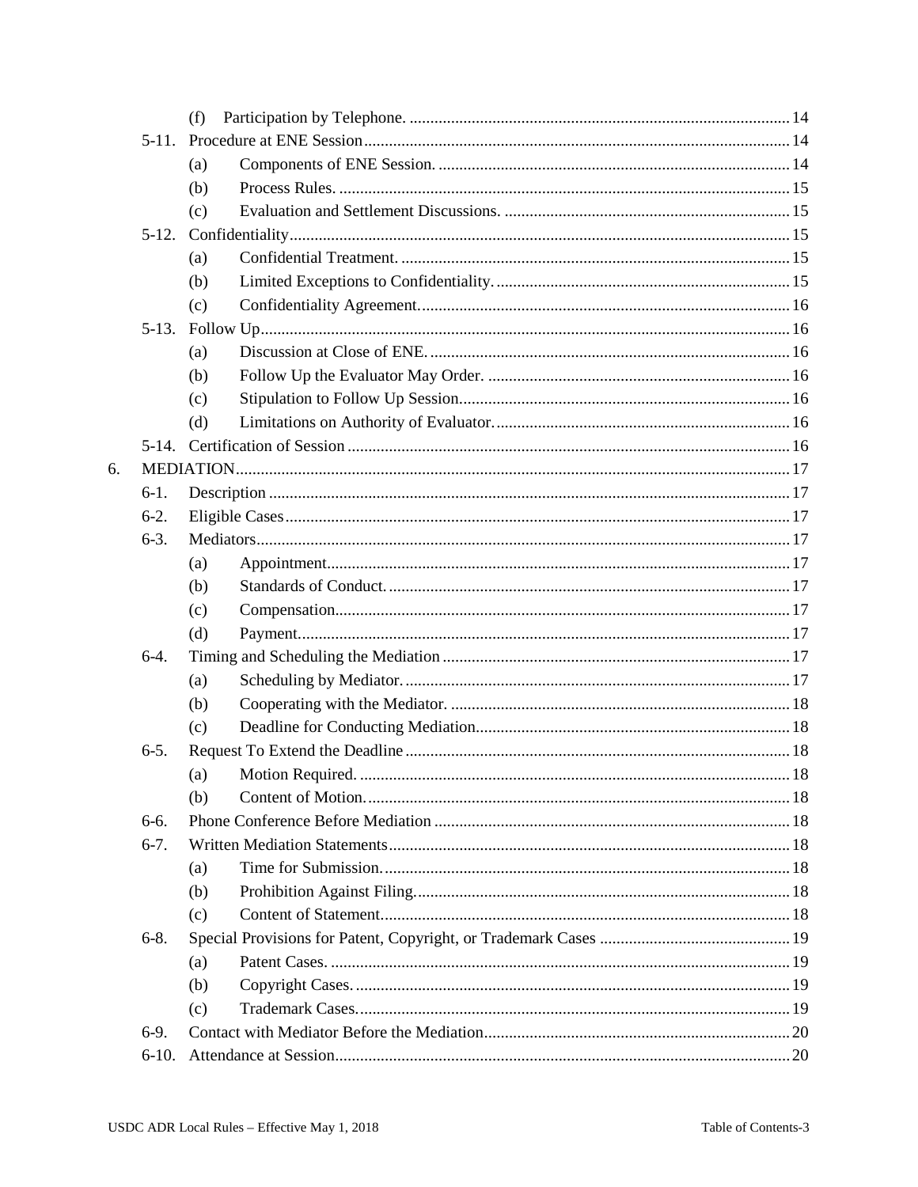- (f) Participation by Telephone. ... 14
- 5-11. Procedure at ENE Session ... 14
  - (a) Components of ENE Session. ... 14
  - (b) Process Rules. ... 15
  - (c) Evaluation and Settlement Discussions. ... 15
- 5-12. Confidentiality ... 15
  - (a) Confidential Treatment. ... 15
  - (b) Limited Exceptions to Confidentiality. ... 15
  - (c) Confidentiality Agreement. ... 16
- 5-13. Follow Up ... 16
  - (a) Discussion at Close of ENE. ... 16
  - (b) Follow Up the Evaluator May Order. ... 16
  - (c) Stipulation to Follow Up Session. ... 16
  - (d) Limitations on Authority of Evaluator. ... 16
- 5-14. Certification of Session ... 16

6. MEDIATION ... 17
- 6-1. Description ... 17
- 6-2. Eligible Cases ... 17
- 6-3. Mediators ... 17
  - (a) Appointment. ... 17
  - (b) Standards of Conduct. ... 17
  - (c) Compensation. ... 17
  - (d) Payment. ... 17
- 6-4. Timing and Scheduling the Mediation ... 17
  - (a) Scheduling by Mediator. ... 17
  - (b) Cooperating with the Mediator. ... 18
  - (c) Deadline for Conducting Mediation. ... 18
- 6-5. Request To Extend the Deadline ... 18
  - (a) Motion Required. ... 18
  - (b) Content of Motion. ... 18
- 6-6. Phone Conference Before Mediation ... 18
- 6-7. Written Mediation Statements ... 18
  - (a) Time for Submission. ... 18
  - (b) Prohibition Against Filing. ... 18
  - (c) Content of Statement. ... 18
- 6-8. Special Provisions for Patent, Copyright, or Trademark Cases ... 19
  - (a) Patent Cases. ... 19
  - (b) Copyright Cases. ... 19
  - (c) Trademark Cases. ... 19
- 6-9. Contact with Mediator Before the Mediation ... 20
- 6-10. Attendance at Session ... 20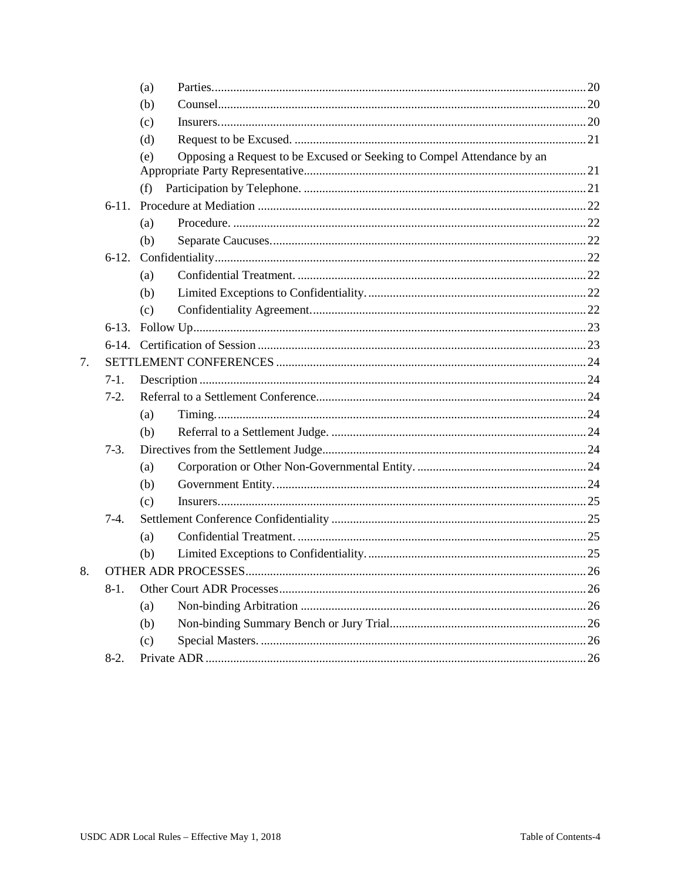- (a) Parties. 20
- (b) Counsel 20
- (c) Insurers. 20
- (d) Request to be Excused. 21
- (e) Opposing a Request to be Excused or Seeking to Compel Attendance by an Appropriate Party Representative 21
- (f) Participation by Telephone. 21

6-11. Procedure at Mediation 22
- (a) Procedure. 22
- (b) Separate Caucuses. 22

6-12. Confidentiality 22
- (a) Confidential Treatment. 22
- (b) Limited Exceptions to Confidentiality. 22
- (c) Confidentiality Agreement. 22

6-13. Follow Up 23

6-14. Certification of Session 23

7. SETTLEMENT CONFERENCES 24

7-1. Description 24

7-2. Referral to a Settlement Conference 24
- (a) Timing. 24
- (b) Referral to a Settlement Judge. 24

7-3. Directives from the Settlement Judge 24
- (a) Corporation or Other Non-Governmental Entity. 24
- (b) Government Entity. 24
- (c) Insurers. 25

7-4. Settlement Conference Confidentiality 25
- (a) Confidential Treatment. 25
- (b) Limited Exceptions to Confidentiality. 25

8. OTHER ADR PROCESSES 26

8-1. Other Court ADR Processes 26
- (a) Non-binding Arbitration 26
- (b) Non-binding Summary Bench or Jury Trial 26
- (c) Special Masters. 26

8-2. Private ADR 26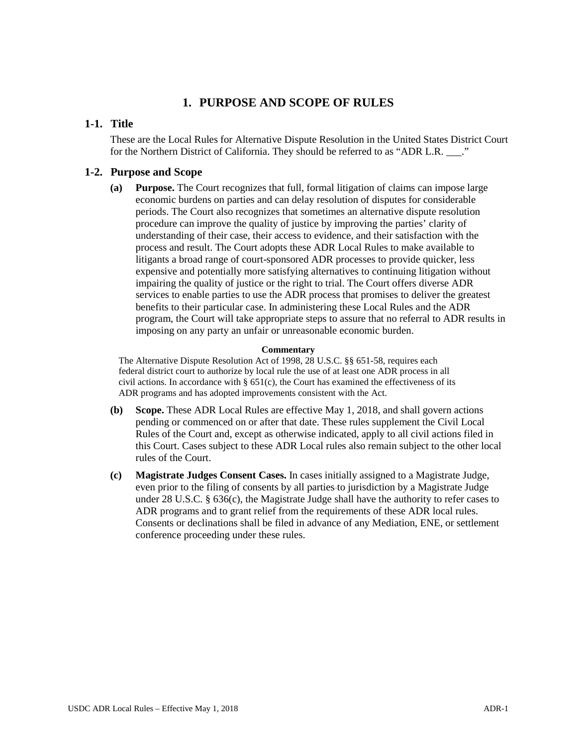# 1. PURPOSE AND SCOPE OF RULES

## 1-1. Title

These are the Local Rules for Alternative Dispute Resolution in the United States District Court for the Northern District of California. They should be referred to as "ADR L.R. ___."

## 1-2. Purpose and Scope

**(a) Purpose.** The Court recognizes that full, formal litigation of claims can impose large economic burdens on parties and can delay resolution of disputes for considerable periods. The Court also recognizes that sometimes an alternative dispute resolution procedure can improve the quality of justice by improving the parties' clarity of understanding of their case, their access to evidence, and their satisfaction with the process and result. The Court adopts these ADR Local Rules to make available to litigants a broad range of court-sponsored ADR processes to provide quicker, less expensive and potentially more satisfying alternatives to continuing litigation without impairing the quality of justice or the right to trial. The Court offers diverse ADR services to enable parties to use the ADR process that promises to deliver the greatest benefits to their particular case. In administering these Local Rules and the ADR program, the Court will take appropriate steps to assure that no referral to ADR results in imposing on any party an unfair or unreasonable economic burden.

**Commentary**

The Alternative Dispute Resolution Act of 1998, 28 U.S.C. §§ 651-58, requires each federal district court to authorize by local rule the use of at least one ADR process in all civil actions. In accordance with § 651(c), the Court has examined the effectiveness of its ADR programs and has adopted improvements consistent with the Act.

**(b) Scope.** These ADR Local Rules are effective May 1, 2018, and shall govern actions pending or commenced on or after that date. These rules supplement the Civil Local Rules of the Court and, except as otherwise indicated, apply to all civil actions filed in this Court. Cases subject to these ADR Local rules also remain subject to the other local rules of the Court.

**(c) Magistrate Judges Consent Cases.** In cases initially assigned to a Magistrate Judge, even prior to the filing of consents by all parties to jurisdiction by a Magistrate Judge under 28 U.S.C. § 636(c), the Magistrate Judge shall have the authority to refer cases to ADR programs and to grant relief from the requirements of these ADR local rules. Consents or declinations shall be filed in advance of any Mediation, ENE, or settlement conference proceeding under these rules.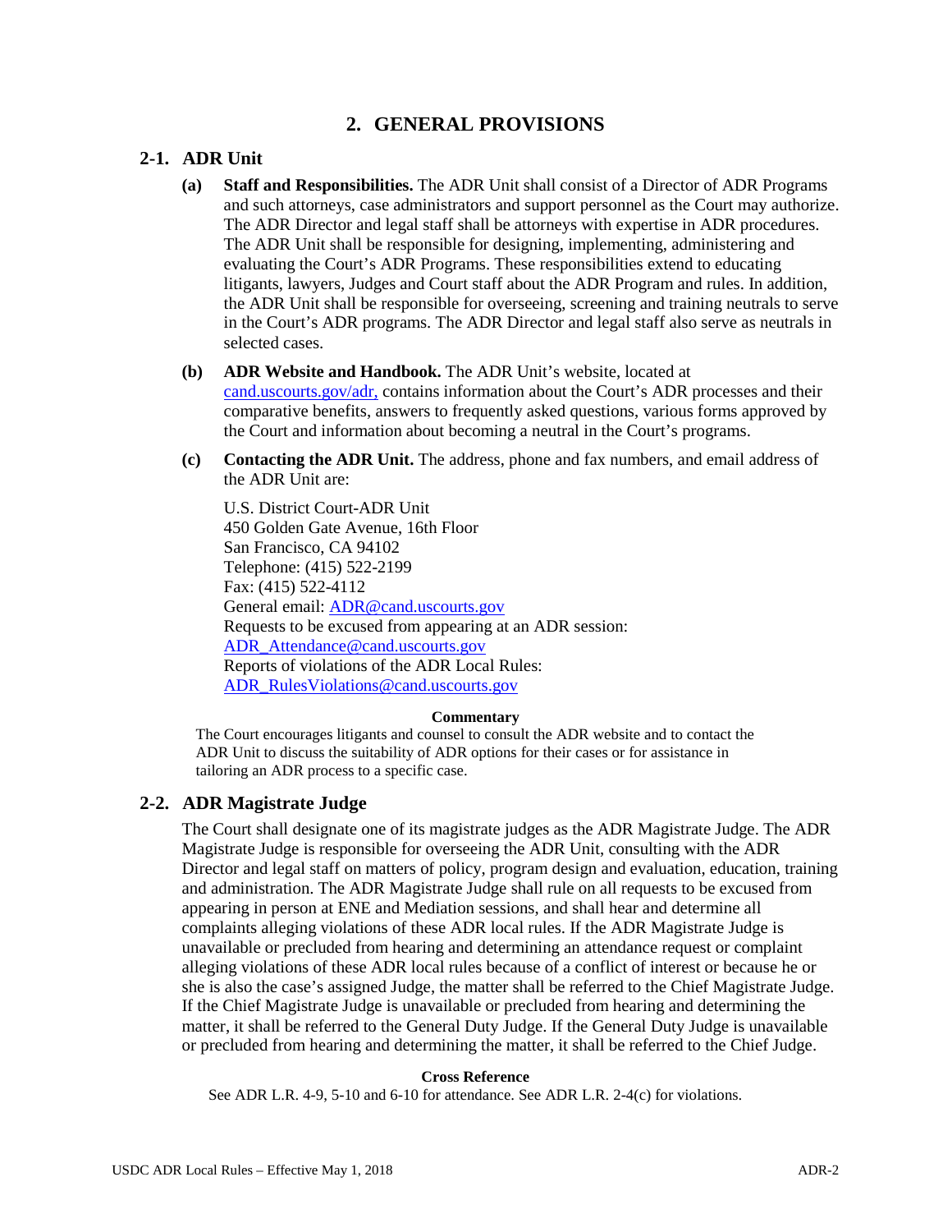# 2. GENERAL PROVISIONS

## 2-1. ADR Unit

**(a) Staff and Responsibilities.** The ADR Unit shall consist of a Director of ADR Programs and such attorneys, case administrators and support personnel as the Court may authorize. The ADR Director and legal staff shall be attorneys with expertise in ADR procedures. The ADR Unit shall be responsible for designing, implementing, administering and evaluating the Court's ADR Programs. These responsibilities extend to educating litigants, lawyers, Judges and Court staff about the ADR Program and rules. In addition, the ADR Unit shall be responsible for overseeing, screening and training neutrals to serve in the Court's ADR programs. The ADR Director and legal staff also serve as neutrals in selected cases.

**(b) ADR Website and Handbook.** The ADR Unit's website, located at cand.uscourts.gov/adr, contains information about the Court's ADR processes and their comparative benefits, answers to frequently asked questions, various forms approved by the Court and information about becoming a neutral in the Court's programs.

**(c) Contacting the ADR Unit.** The address, phone and fax numbers, and email address of the ADR Unit are:

U.S. District Court-ADR Unit
450 Golden Gate Avenue, 16th Floor
San Francisco, CA 94102
Telephone: (415) 522-2199
Fax: (415) 522-4112
General email: ADR@cand.uscourts.gov
Requests to be excused from appearing at an ADR session:
ADR_Attendance@cand.uscourts.gov
Reports of violations of the ADR Local Rules:
ADR_RulesViolations@cand.uscourts.gov

**Commentary**

The Court encourages litigants and counsel to consult the ADR website and to contact the ADR Unit to discuss the suitability of ADR options for their cases or for assistance in tailoring an ADR process to a specific case.

## 2-2. ADR Magistrate Judge

The Court shall designate one of its magistrate judges as the ADR Magistrate Judge. The ADR Magistrate Judge is responsible for overseeing the ADR Unit, consulting with the ADR Director and legal staff on matters of policy, program design and evaluation, education, training and administration. The ADR Magistrate Judge shall rule on all requests to be excused from appearing in person at ENE and Mediation sessions, and shall hear and determine all complaints alleging violations of these ADR local rules. If the ADR Magistrate Judge is unavailable or precluded from hearing and determining an attendance request or complaint alleging violations of these ADR local rules because of a conflict of interest or because he or she is also the case's assigned Judge, the matter shall be referred to the Chief Magistrate Judge. If the Chief Magistrate Judge is unavailable or precluded from hearing and determining the matter, it shall be referred to the General Duty Judge. If the General Duty Judge is unavailable or precluded from hearing and determining the matter, it shall be referred to the Chief Judge.

**Cross Reference**

See ADR L.R. 4-9, 5-10 and 6-10 for attendance. See ADR L.R. 2-4(c) for violations.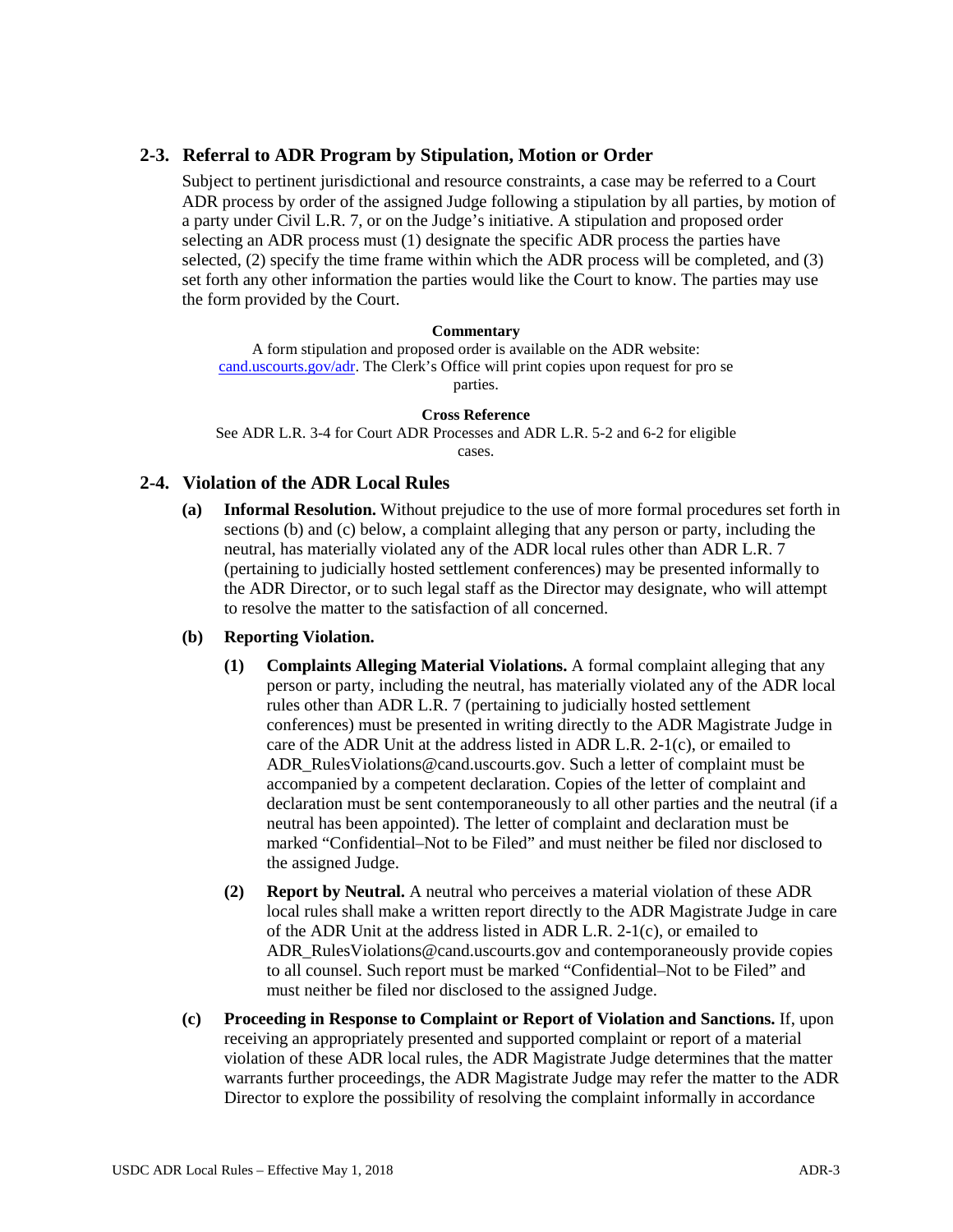## 2-3. Referral to ADR Program by Stipulation, Motion or Order

Subject to pertinent jurisdictional and resource constraints, a case may be referred to a Court ADR process by order of the assigned Judge following a stipulation by all parties, by motion of a party under Civil L.R. 7, or on the Judge's initiative. A stipulation and proposed order selecting an ADR process must (1) designate the specific ADR process the parties have selected, (2) specify the time frame within which the ADR process will be completed, and (3) set forth any other information the parties would like the Court to know. The parties may use the form provided by the Court.

**Commentary**

A form stipulation and proposed order is available on the ADR website: cand.uscourts.gov/adr. The Clerk's Office will print copies upon request for pro se parties.

**Cross Reference**

See ADR L.R. 3-4 for Court ADR Processes and ADR L.R. 5-2 and 6-2 for eligible cases.

## 2-4. Violation of the ADR Local Rules

**(a) Informal Resolution.** Without prejudice to the use of more formal procedures set forth in sections (b) and (c) below, a complaint alleging that any person or party, including the neutral, has materially violated any of the ADR local rules other than ADR L.R. 7 (pertaining to judicially hosted settlement conferences) may be presented informally to the ADR Director, or to such legal staff as the Director may designate, who will attempt to resolve the matter to the satisfaction of all concerned.

**(b) Reporting Violation.**

**(1) Complaints Alleging Material Violations.** A formal complaint alleging that any person or party, including the neutral, has materially violated any of the ADR local rules other than ADR L.R. 7 (pertaining to judicially hosted settlement conferences) must be presented in writing directly to the ADR Magistrate Judge in care of the ADR Unit at the address listed in ADR L.R. 2-1(c), or emailed to ADR_RulesViolations@cand.uscourts.gov. Such a letter of complaint must be accompanied by a competent declaration. Copies of the letter of complaint and declaration must be sent contemporaneously to all other parties and the neutral (if a neutral has been appointed). The letter of complaint and declaration must be marked "Confidential–Not to be Filed" and must neither be filed nor disclosed to the assigned Judge.

**(2) Report by Neutral.** A neutral who perceives a material violation of these ADR local rules shall make a written report directly to the ADR Magistrate Judge in care of the ADR Unit at the address listed in ADR L.R. 2-1(c), or emailed to ADR_RulesViolations@cand.uscourts.gov and contemporaneously provide copies to all counsel. Such report must be marked "Confidential–Not to be Filed" and must neither be filed nor disclosed to the assigned Judge.

**(c) Proceeding in Response to Complaint or Report of Violation and Sanctions.** If, upon receiving an appropriately presented and supported complaint or report of a material violation of these ADR local rules, the ADR Magistrate Judge determines that the matter warrants further proceedings, the ADR Magistrate Judge may refer the matter to the ADR Director to explore the possibility of resolving the complaint informally in accordance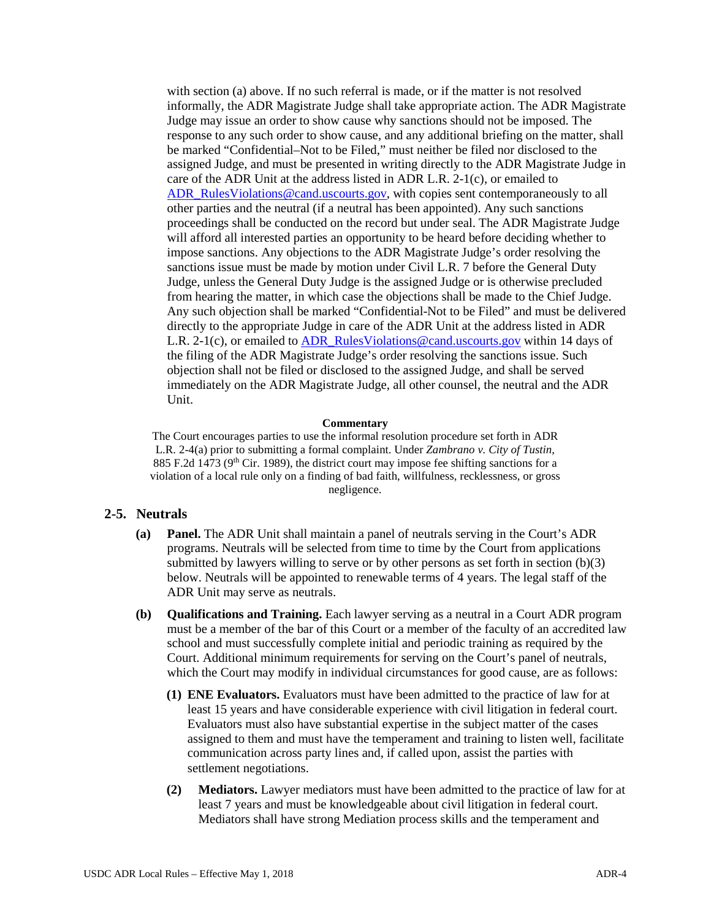with section (a) above. If no such referral is made, or if the matter is not resolved informally, the ADR Magistrate Judge shall take appropriate action. The ADR Magistrate Judge may issue an order to show cause why sanctions should not be imposed. The response to any such order to show cause, and any additional briefing on the matter, shall be marked "Confidential–Not to be Filed," must neither be filed nor disclosed to the assigned Judge, and must be presented in writing directly to the ADR Magistrate Judge in care of the ADR Unit at the address listed in ADR L.R. 2-1(c), or emailed to ADR_RulesViolations@cand.uscourts.gov, with copies sent contemporaneously to all other parties and the neutral (if a neutral has been appointed). Any such sanctions proceedings shall be conducted on the record but under seal. The ADR Magistrate Judge will afford all interested parties an opportunity to be heard before deciding whether to impose sanctions. Any objections to the ADR Magistrate Judge's order resolving the sanctions issue must be made by motion under Civil L.R. 7 before the General Duty Judge, unless the General Duty Judge is the assigned Judge or is otherwise precluded from hearing the matter, in which case the objections shall be made to the Chief Judge. Any such objection shall be marked "Confidential-Not to be Filed" and must be delivered directly to the appropriate Judge in care of the ADR Unit at the address listed in ADR L.R. 2-1(c), or emailed to ADR_RulesViolations@cand.uscourts.gov within 14 days of the filing of the ADR Magistrate Judge's order resolving the sanctions issue. Such objection shall not be filed or disclosed to the assigned Judge, and shall be served immediately on the ADR Magistrate Judge, all other counsel, the neutral and the ADR Unit.

**Commentary**

The Court encourages parties to use the informal resolution procedure set forth in ADR L.R. 2-4(a) prior to submitting a formal complaint. Under *Zambrano v. City of Tustin*, 885 F.2d 1473 (9th Cir. 1989), the district court may impose fee shifting sanctions for a violation of a local rule only on a finding of bad faith, willfulness, recklessness, or gross negligence.

## 2-5. Neutrals

**(a) Panel.** The ADR Unit shall maintain a panel of neutrals serving in the Court's ADR programs. Neutrals will be selected from time to time by the Court from applications submitted by lawyers willing to serve or by other persons as set forth in section (b)(3) below. Neutrals will be appointed to renewable terms of 4 years. The legal staff of the ADR Unit may serve as neutrals.

**(b) Qualifications and Training.** Each lawyer serving as a neutral in a Court ADR program must be a member of the bar of this Court or a member of the faculty of an accredited law school and must successfully complete initial and periodic training as required by the Court. Additional minimum requirements for serving on the Court's panel of neutrals, which the Court may modify in individual circumstances for good cause, are as follows:

**(1) ENE Evaluators.** Evaluators must have been admitted to the practice of law for at least 15 years and have considerable experience with civil litigation in federal court. Evaluators must also have substantial expertise in the subject matter of the cases assigned to them and must have the temperament and training to listen well, facilitate communication across party lines and, if called upon, assist the parties with settlement negotiations.

**(2) Mediators.** Lawyer mediators must have been admitted to the practice of law for at least 7 years and must be knowledgeable about civil litigation in federal court. Mediators shall have strong Mediation process skills and the temperament and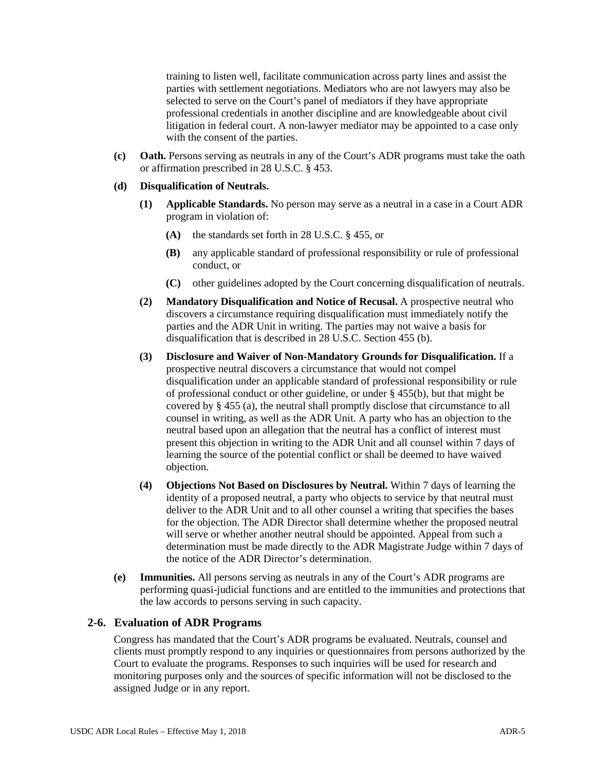training to listen well, facilitate communication across party lines and assist the parties with settlement negotiations. Mediators who are not lawyers may also be selected to serve on the Court's panel of mediators if they have appropriate professional credentials in another discipline and are knowledgeable about civil litigation in federal court. A non-lawyer mediator may be appointed to a case only with the consent of the parties.

**(c) Oath.** Persons serving as neutrals in any of the Court's ADR programs must take the oath or affirmation prescribed in 28 U.S.C. § 453.

**(d) Disqualification of Neutrals.**

**(1) Applicable Standards.** No person may serve as a neutral in a case in a Court ADR program in violation of:

**(A)** the standards set forth in 28 U.S.C. § 455, or

**(B)** any applicable standard of professional responsibility or rule of professional conduct, or

**(C)** other guidelines adopted by the Court concerning disqualification of neutrals.

**(2) Mandatory Disqualification and Notice of Recusal.** A prospective neutral who discovers a circumstance requiring disqualification must immediately notify the parties and the ADR Unit in writing. The parties may not waive a basis for disqualification that is described in 28 U.S.C. Section 455 (b).

**(3) Disclosure and Waiver of Non-Mandatory Grounds for Disqualification.** If a prospective neutral discovers a circumstance that would not compel disqualification under an applicable standard of professional responsibility or rule of professional conduct or other guideline, or under § 455(b), but that might be covered by § 455 (a), the neutral shall promptly disclose that circumstance to all counsel in writing, as well as the ADR Unit. A party who has an objection to the neutral based upon an allegation that the neutral has a conflict of interest must present this objection in writing to the ADR Unit and all counsel within 7 days of learning the source of the potential conflict or shall be deemed to have waived objection.

**(4) Objections Not Based on Disclosures by Neutral.** Within 7 days of learning the identity of a proposed neutral, a party who objects to service by that neutral must deliver to the ADR Unit and to all other counsel a writing that specifies the bases for the objection. The ADR Director shall determine whether the proposed neutral will serve or whether another neutral should be appointed. Appeal from such a determination must be made directly to the ADR Magistrate Judge within 7 days of the notice of the ADR Director's determination.

**(e) Immunities.** All persons serving as neutrals in any of the Court's ADR programs are performing quasi-judicial functions and are entitled to the immunities and protections that the law accords to persons serving in such capacity.

## 2-6. Evaluation of ADR Programs

Congress has mandated that the Court's ADR programs be evaluated. Neutrals, counsel and clients must promptly respond to any inquiries or questionnaires from persons authorized by the Court to evaluate the programs. Responses to such inquiries will be used for research and monitoring purposes only and the sources of specific information will not be disclosed to the assigned Judge or in any report.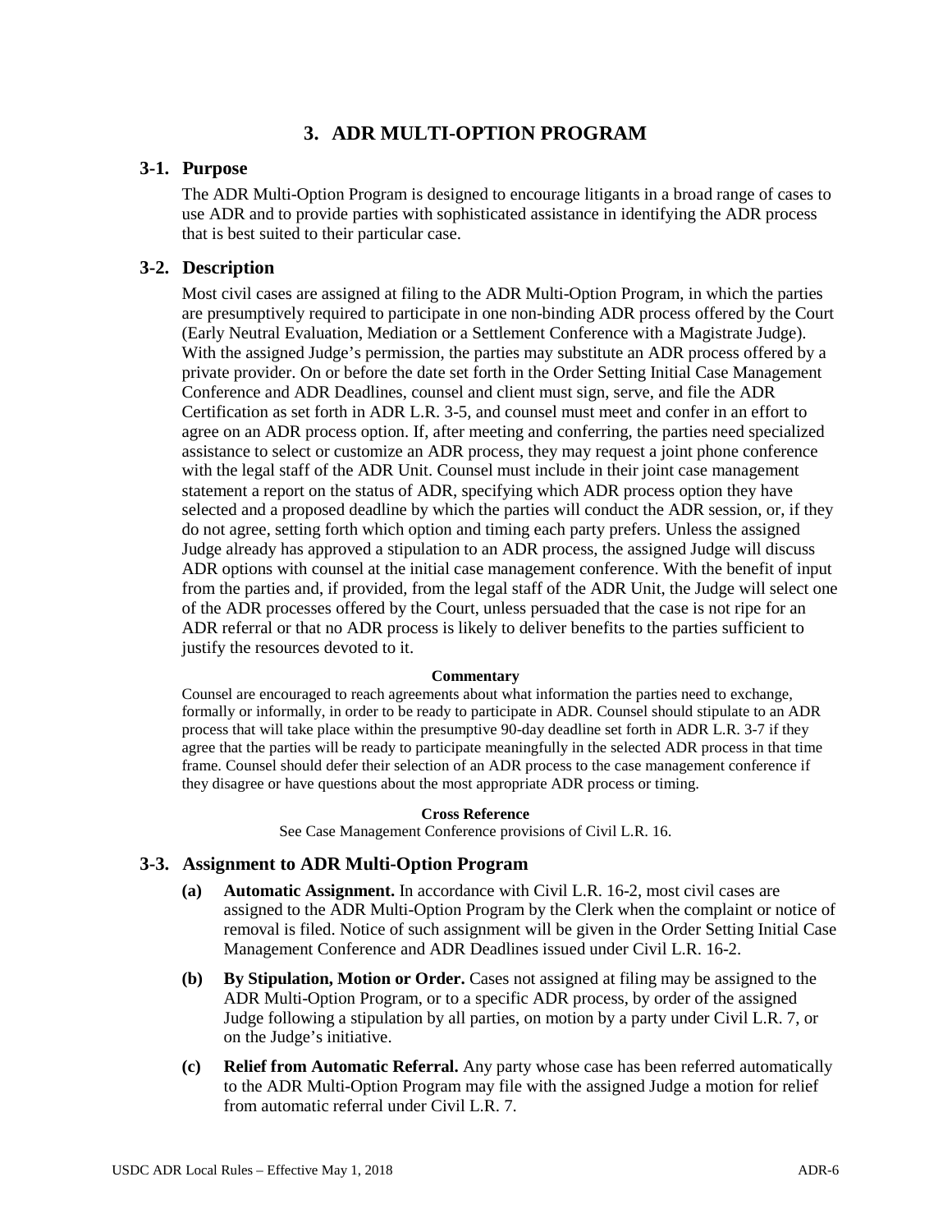# 3. ADR MULTI-OPTION PROGRAM

## 3-1. Purpose

The ADR Multi-Option Program is designed to encourage litigants in a broad range of cases to use ADR and to provide parties with sophisticated assistance in identifying the ADR process that is best suited to their particular case.

## 3-2. Description

Most civil cases are assigned at filing to the ADR Multi-Option Program, in which the parties are presumptively required to participate in one non-binding ADR process offered by the Court (Early Neutral Evaluation, Mediation or a Settlement Conference with a Magistrate Judge). With the assigned Judge's permission, the parties may substitute an ADR process offered by a private provider. On or before the date set forth in the Order Setting Initial Case Management Conference and ADR Deadlines, counsel and client must sign, serve, and file the ADR Certification as set forth in ADR L.R. 3-5, and counsel must meet and confer in an effort to agree on an ADR process option. If, after meeting and conferring, the parties need specialized assistance to select or customize an ADR process, they may request a joint phone conference with the legal staff of the ADR Unit. Counsel must include in their joint case management statement a report on the status of ADR, specifying which ADR process option they have selected and a proposed deadline by which the parties will conduct the ADR session, or, if they do not agree, setting forth which option and timing each party prefers. Unless the assigned Judge already has approved a stipulation to an ADR process, the assigned Judge will discuss ADR options with counsel at the initial case management conference. With the benefit of input from the parties and, if provided, from the legal staff of the ADR Unit, the Judge will select one of the ADR processes offered by the Court, unless persuaded that the case is not ripe for an ADR referral or that no ADR process is likely to deliver benefits to the parties sufficient to justify the resources devoted to it.

**Commentary**

Counsel are encouraged to reach agreements about what information the parties need to exchange, formally or informally, in order to be ready to participate in ADR. Counsel should stipulate to an ADR process that will take place within the presumptive 90-day deadline set forth in ADR L.R. 3-7 if they agree that the parties will be ready to participate meaningfully in the selected ADR process in that time frame. Counsel should defer their selection of an ADR process to the case management conference if they disagree or have questions about the most appropriate ADR process or timing.

**Cross Reference**

See Case Management Conference provisions of Civil L.R. 16.

## 3-3. Assignment to ADR Multi-Option Program

**(a) Automatic Assignment.** In accordance with Civil L.R. 16-2, most civil cases are assigned to the ADR Multi-Option Program by the Clerk when the complaint or notice of removal is filed. Notice of such assignment will be given in the Order Setting Initial Case Management Conference and ADR Deadlines issued under Civil L.R. 16-2.

**(b) By Stipulation, Motion or Order.** Cases not assigned at filing may be assigned to the ADR Multi-Option Program, or to a specific ADR process, by order of the assigned Judge following a stipulation by all parties, on motion by a party under Civil L.R. 7, or on the Judge's initiative.

**(c) Relief from Automatic Referral.** Any party whose case has been referred automatically to the ADR Multi-Option Program may file with the assigned Judge a motion for relief from automatic referral under Civil L.R. 7.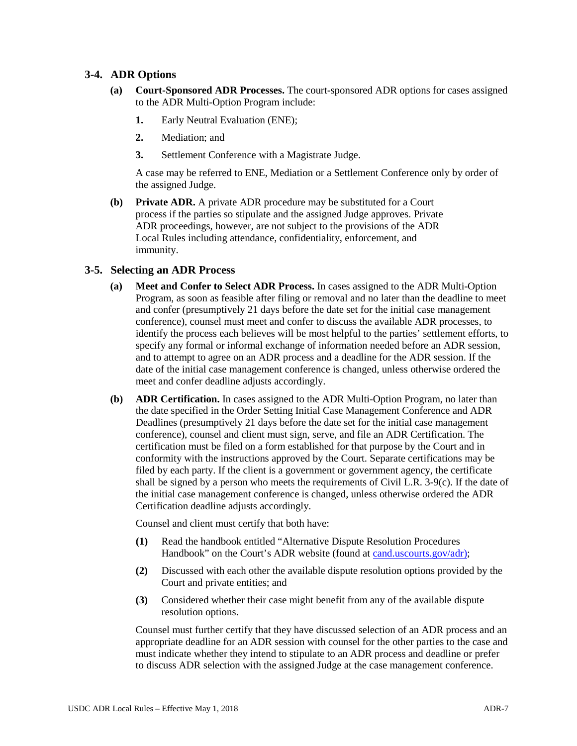## 3-4. ADR Options

**(a) Court-Sponsored ADR Processes.** The court-sponsored ADR options for cases assigned to the ADR Multi-Option Program include:

1. Early Neutral Evaluation (ENE);
2. Mediation; and
3. Settlement Conference with a Magistrate Judge.

A case may be referred to ENE, Mediation or a Settlement Conference only by order of the assigned Judge.

**(b) Private ADR.** A private ADR procedure may be substituted for a Court process if the parties so stipulate and the assigned Judge approves. Private ADR proceedings, however, are not subject to the provisions of the ADR Local Rules including attendance, confidentiality, enforcement, and immunity.

## 3-5. Selecting an ADR Process

**(a) Meet and Confer to Select ADR Process.** In cases assigned to the ADR Multi-Option Program, as soon as feasible after filing or removal and no later than the deadline to meet and confer (presumptively 21 days before the date set for the initial case management conference), counsel must meet and confer to discuss the available ADR processes, to identify the process each believes will be most helpful to the parties' settlement efforts, to specify any formal or informal exchange of information needed before an ADR session, and to attempt to agree on an ADR process and a deadline for the ADR session. If the date of the initial case management conference is changed, unless otherwise ordered the meet and confer deadline adjusts accordingly.

**(b) ADR Certification.** In cases assigned to the ADR Multi-Option Program, no later than the date specified in the Order Setting Initial Case Management Conference and ADR Deadlines (presumptively 21 days before the date set for the initial case management conference), counsel and client must sign, serve, and file an ADR Certification. The certification must be filed on a form established for that purpose by the Court and in conformity with the instructions approved by the Court. Separate certifications may be filed by each party. If the client is a government or government agency, the certificate shall be signed by a person who meets the requirements of Civil L.R. 3-9(c). If the date of the initial case management conference is changed, unless otherwise ordered the ADR Certification deadline adjusts accordingly.

Counsel and client must certify that both have:

**(1)** Read the handbook entitled "Alternative Dispute Resolution Procedures Handbook" on the Court's ADR website (found at cand.uscourts.gov/adr);

**(2)** Discussed with each other the available dispute resolution options provided by the Court and private entities; and

**(3)** Considered whether their case might benefit from any of the available dispute resolution options.

Counsel must further certify that they have discussed selection of an ADR process and an appropriate deadline for an ADR session with counsel for the other parties to the case and must indicate whether they intend to stipulate to an ADR process and deadline or prefer to discuss ADR selection with the assigned Judge at the case management conference.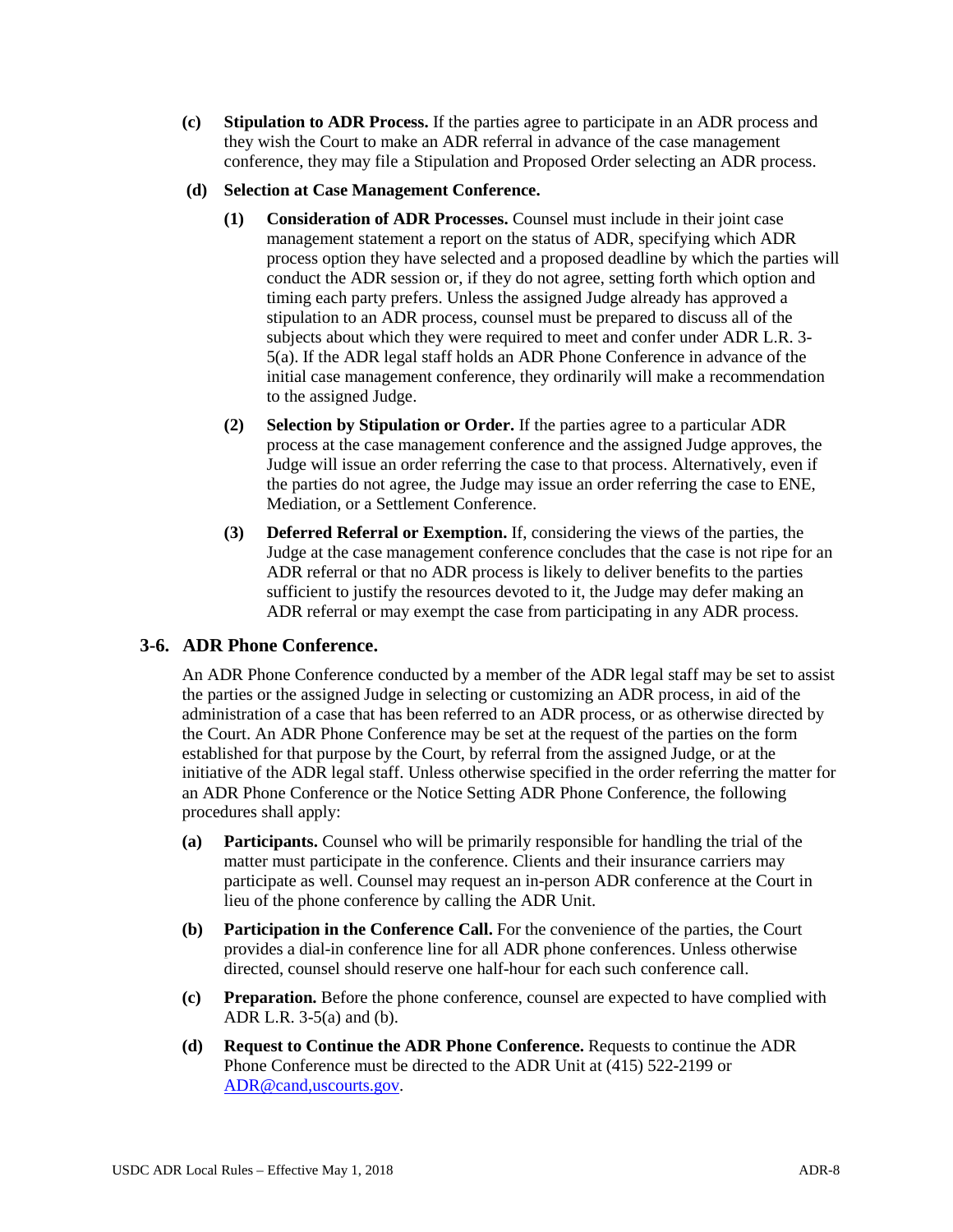**(c) Stipulation to ADR Process.** If the parties agree to participate in an ADR process and they wish the Court to make an ADR referral in advance of the case management conference, they may file a Stipulation and Proposed Order selecting an ADR process.

**(d) Selection at Case Management Conference.**

**(1) Consideration of ADR Processes.** Counsel must include in their joint case management statement a report on the status of ADR, specifying which ADR process option they have selected and a proposed deadline by which the parties will conduct the ADR session or, if they do not agree, setting forth which option and timing each party prefers. Unless the assigned Judge already has approved a stipulation to an ADR process, counsel must be prepared to discuss all of the subjects about which they were required to meet and confer under ADR L.R. 3-5(a). If the ADR legal staff holds an ADR Phone Conference in advance of the initial case management conference, they ordinarily will make a recommendation to the assigned Judge.

**(2) Selection by Stipulation or Order.** If the parties agree to a particular ADR process at the case management conference and the assigned Judge approves, the Judge will issue an order referring the case to that process. Alternatively, even if the parties do not agree, the Judge may issue an order referring the case to ENE, Mediation, or a Settlement Conference.

**(3) Deferred Referral or Exemption.** If, considering the views of the parties, the Judge at the case management conference concludes that the case is not ripe for an ADR referral or that no ADR process is likely to deliver benefits to the parties sufficient to justify the resources devoted to it, the Judge may defer making an ADR referral or may exempt the case from participating in any ADR process.

## 3-6. ADR Phone Conference.

An ADR Phone Conference conducted by a member of the ADR legal staff may be set to assist the parties or the assigned Judge in selecting or customizing an ADR process, in aid of the administration of a case that has been referred to an ADR process, or as otherwise directed by the Court. An ADR Phone Conference may be set at the request of the parties on the form established for that purpose by the Court, by referral from the assigned Judge, or at the initiative of the ADR legal staff. Unless otherwise specified in the order referring the matter for an ADR Phone Conference or the Notice Setting ADR Phone Conference, the following procedures shall apply:

**(a) Participants.** Counsel who will be primarily responsible for handling the trial of the matter must participate in the conference. Clients and their insurance carriers may participate as well. Counsel may request an in-person ADR conference at the Court in lieu of the phone conference by calling the ADR Unit.

**(b) Participation in the Conference Call.** For the convenience of the parties, the Court provides a dial-in conference line for all ADR phone conferences. Unless otherwise directed, counsel should reserve one half-hour for each such conference call.

**(c) Preparation.** Before the phone conference, counsel are expected to have complied with ADR L.R. 3-5(a) and (b).

**(d) Request to Continue the ADR Phone Conference.** Requests to continue the ADR Phone Conference must be directed to the ADR Unit at (415) 522-2199 or ADR@cand,uscourts.gov.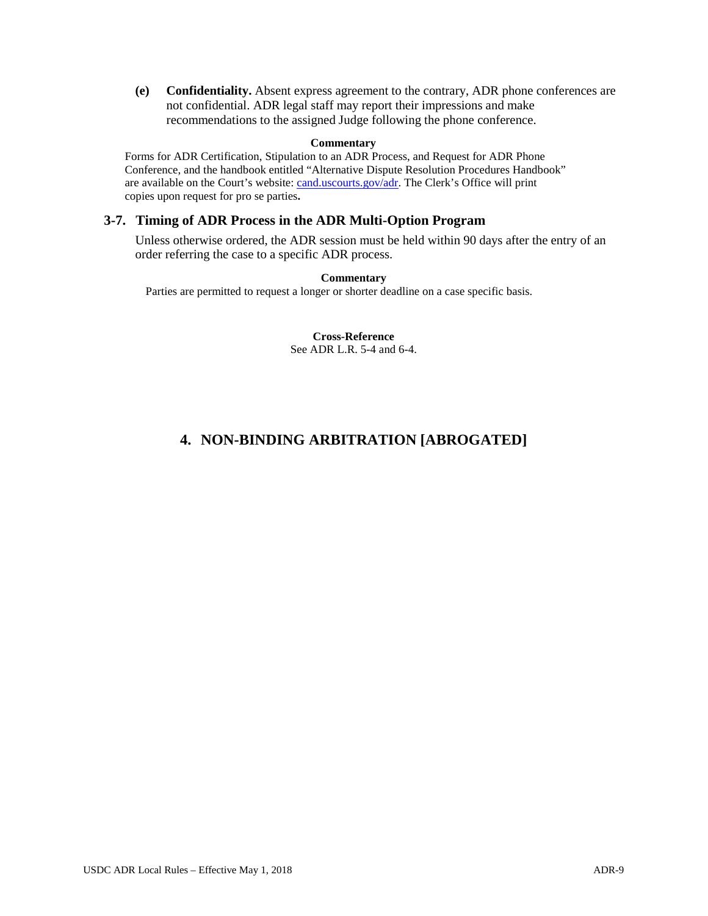**(e) Confidentiality.** Absent express agreement to the contrary, ADR phone conferences are not confidential. ADR legal staff may report their impressions and make recommendations to the assigned Judge following the phone conference.

**Commentary**

Forms for ADR Certification, Stipulation to an ADR Process, and Request for ADR Phone Conference, and the handbook entitled "Alternative Dispute Resolution Procedures Handbook" are available on the Court's website: [cand.uscourts.gov/adr](cand.uscourts.gov/adr). The Clerk's Office will print copies upon request for pro se parties**.**

### 3-7. Timing of ADR Process in the ADR Multi-Option Program

Unless otherwise ordered, the ADR session must be held within 90 days after the entry of an order referring the case to a specific ADR process.

**Commentary**

Parties are permitted to request a longer or shorter deadline on a case specific basis.

**Cross-Reference**

See ADR L.R. 5-4 and 6-4.

## 4. NON-BINDING ARBITRATION [ABROGATED]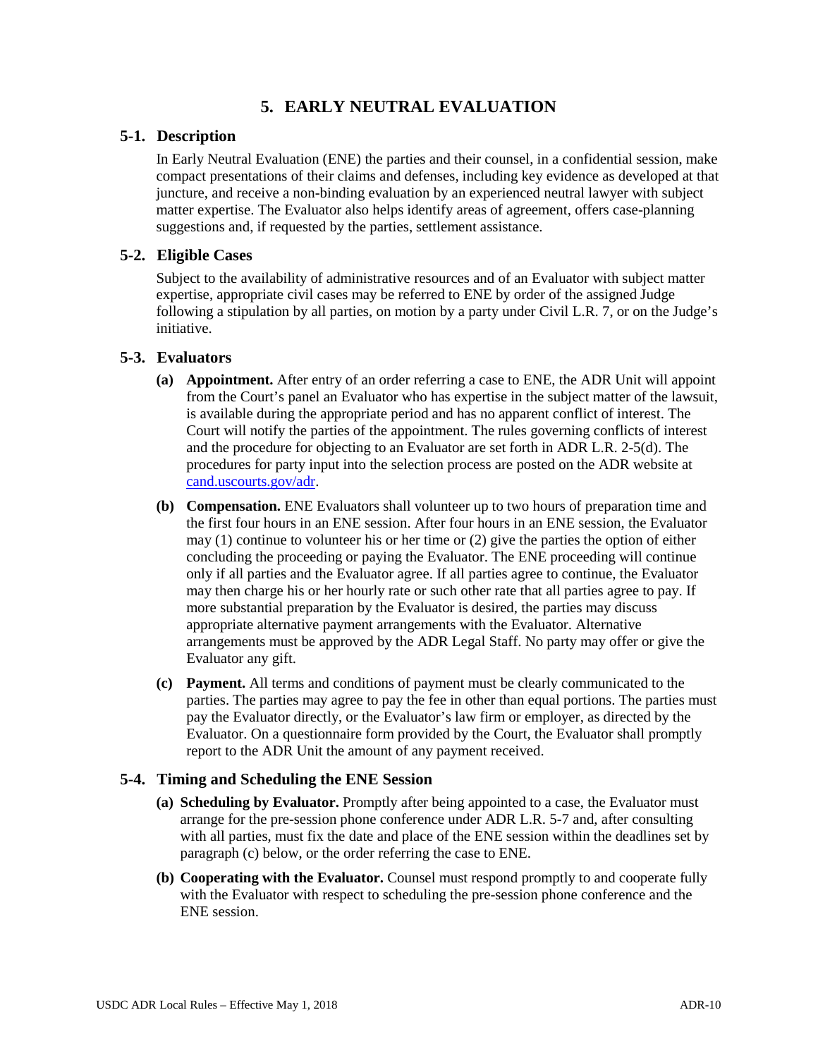# 5. EARLY NEUTRAL EVALUATION

## 5-1. Description

In Early Neutral Evaluation (ENE) the parties and their counsel, in a confidential session, make compact presentations of their claims and defenses, including key evidence as developed at that juncture, and receive a non-binding evaluation by an experienced neutral lawyer with subject matter expertise. The Evaluator also helps identify areas of agreement, offers case-planning suggestions and, if requested by the parties, settlement assistance.

## 5-2. Eligible Cases

Subject to the availability of administrative resources and of an Evaluator with subject matter expertise, appropriate civil cases may be referred to ENE by order of the assigned Judge following a stipulation by all parties, on motion by a party under Civil L.R. 7, or on the Judge's initiative.

## 5-3. Evaluators

**(a) Appointment.** After entry of an order referring a case to ENE, the ADR Unit will appoint from the Court's panel an Evaluator who has expertise in the subject matter of the lawsuit, is available during the appropriate period and has no apparent conflict of interest. The Court will notify the parties of the appointment. The rules governing conflicts of interest and the procedure for objecting to an Evaluator are set forth in ADR L.R. 2-5(d). The procedures for party input into the selection process are posted on the ADR website at cand.uscourts.gov/adr.

**(b) Compensation.** ENE Evaluators shall volunteer up to two hours of preparation time and the first four hours in an ENE session. After four hours in an ENE session, the Evaluator may (1) continue to volunteer his or her time or (2) give the parties the option of either concluding the proceeding or paying the Evaluator. The ENE proceeding will continue only if all parties and the Evaluator agree. If all parties agree to continue, the Evaluator may then charge his or her hourly rate or such other rate that all parties agree to pay. If more substantial preparation by the Evaluator is desired, the parties may discuss appropriate alternative payment arrangements with the Evaluator. Alternative arrangements must be approved by the ADR Legal Staff. No party may offer or give the Evaluator any gift.

**(c) Payment.** All terms and conditions of payment must be clearly communicated to the parties. The parties may agree to pay the fee in other than equal portions. The parties must pay the Evaluator directly, or the Evaluator's law firm or employer, as directed by the Evaluator. On a questionnaire form provided by the Court, the Evaluator shall promptly report to the ADR Unit the amount of any payment received.

## 5-4. Timing and Scheduling the ENE Session

**(a) Scheduling by Evaluator.** Promptly after being appointed to a case, the Evaluator must arrange for the pre-session phone conference under ADR L.R. 5-7 and, after consulting with all parties, must fix the date and place of the ENE session within the deadlines set by paragraph (c) below, or the order referring the case to ENE.

**(b) Cooperating with the Evaluator.** Counsel must respond promptly to and cooperate fully with the Evaluator with respect to scheduling the pre-session phone conference and the ENE session.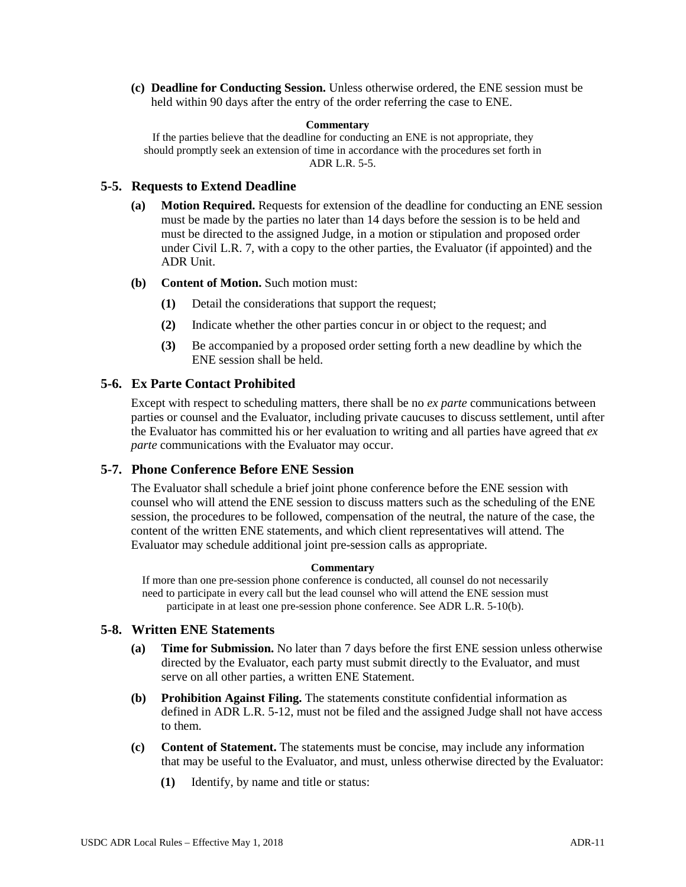**(c) Deadline for Conducting Session.** Unless otherwise ordered, the ENE session must be held within 90 days after the entry of the order referring the case to ENE.

**Commentary**

If the parties believe that the deadline for conducting an ENE is not appropriate, they should promptly seek an extension of time in accordance with the procedures set forth in ADR L.R. 5-5.

## 5-5. Requests to Extend Deadline

**(a) Motion Required.** Requests for extension of the deadline for conducting an ENE session must be made by the parties no later than 14 days before the session is to be held and must be directed to the assigned Judge, in a motion or stipulation and proposed order under Civil L.R. 7, with a copy to the other parties, the Evaluator (if appointed) and the ADR Unit.

**(b) Content of Motion.** Such motion must:

**(1)** Detail the considerations that support the request;

**(2)** Indicate whether the other parties concur in or object to the request; and

**(3)** Be accompanied by a proposed order setting forth a new deadline by which the ENE session shall be held.

## 5-6. Ex Parte Contact Prohibited

Except with respect to scheduling matters, there shall be no *ex parte* communications between parties or counsel and the Evaluator, including private caucuses to discuss settlement, until after the Evaluator has committed his or her evaluation to writing and all parties have agreed that *ex parte* communications with the Evaluator may occur.

## 5-7. Phone Conference Before ENE Session

The Evaluator shall schedule a brief joint phone conference before the ENE session with counsel who will attend the ENE session to discuss matters such as the scheduling of the ENE session, the procedures to be followed, compensation of the neutral, the nature of the case, the content of the written ENE statements, and which client representatives will attend. The Evaluator may schedule additional joint pre-session calls as appropriate.

**Commentary**

If more than one pre-session phone conference is conducted, all counsel do not necessarily need to participate in every call but the lead counsel who will attend the ENE session must participate in at least one pre-session phone conference. See ADR L.R. 5-10(b).

## 5-8. Written ENE Statements

**(a) Time for Submission.** No later than 7 days before the first ENE session unless otherwise directed by the Evaluator, each party must submit directly to the Evaluator, and must serve on all other parties, a written ENE Statement.

**(b) Prohibition Against Filing.** The statements constitute confidential information as defined in ADR L.R. 5-12, must not be filed and the assigned Judge shall not have access to them.

**(c) Content of Statement.** The statements must be concise, may include any information that may be useful to the Evaluator, and must, unless otherwise directed by the Evaluator:

**(1)** Identify, by name and title or status: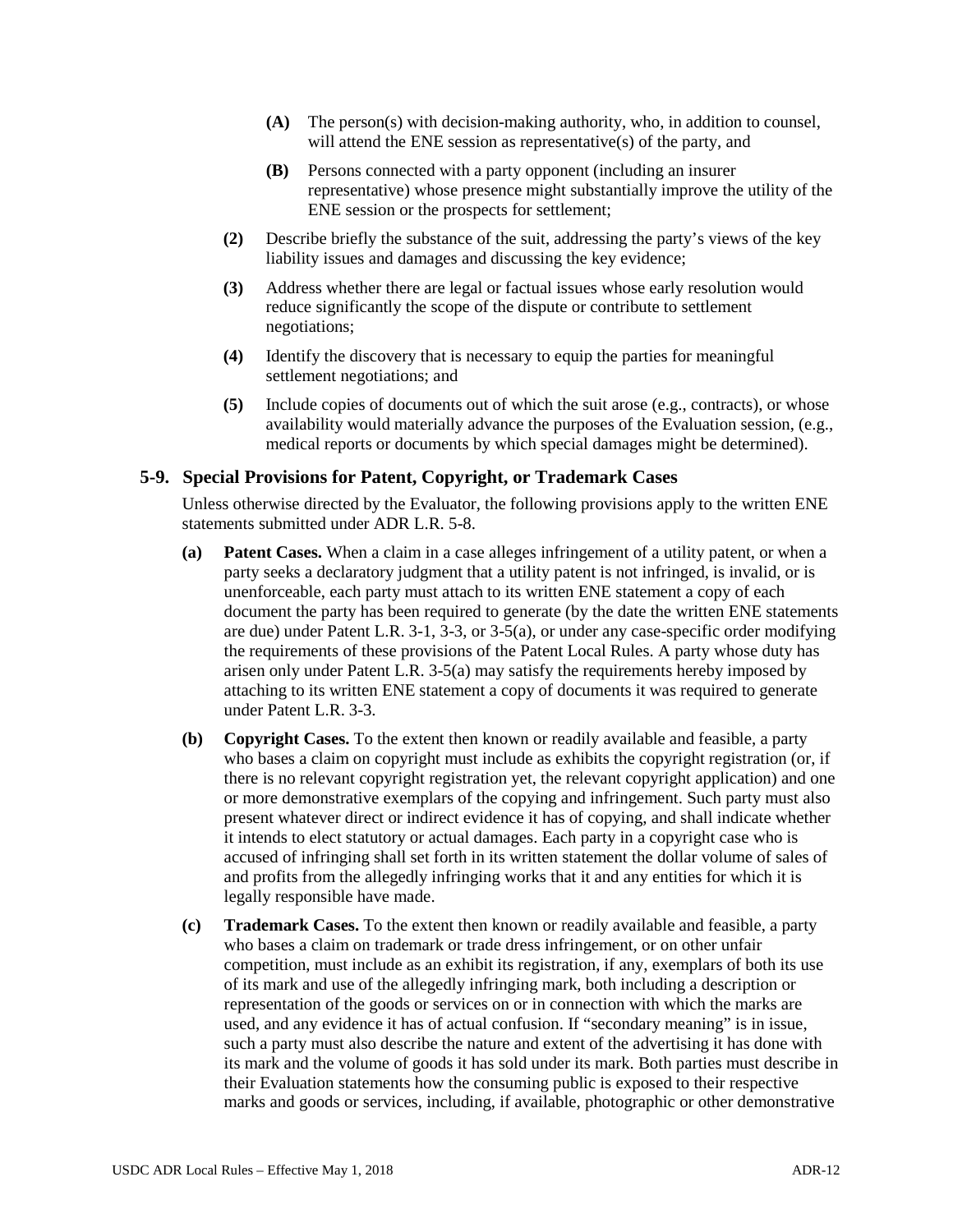**(A)** The person(s) with decision-making authority, who, in addition to counsel, will attend the ENE session as representative(s) of the party, and

**(B)** Persons connected with a party opponent (including an insurer representative) whose presence might substantially improve the utility of the ENE session or the prospects for settlement;

**(2)** Describe briefly the substance of the suit, addressing the party's views of the key liability issues and damages and discussing the key evidence;

**(3)** Address whether there are legal or factual issues whose early resolution would reduce significantly the scope of the dispute or contribute to settlement negotiations;

**(4)** Identify the discovery that is necessary to equip the parties for meaningful settlement negotiations; and

**(5)** Include copies of documents out of which the suit arose (e.g., contracts), or whose availability would materially advance the purposes of the Evaluation session, (e.g., medical reports or documents by which special damages might be determined).

### 5-9. Special Provisions for Patent, Copyright, or Trademark Cases

Unless otherwise directed by the Evaluator, the following provisions apply to the written ENE statements submitted under ADR L.R. 5-8.

**(a)** **Patent Cases.** When a claim in a case alleges infringement of a utility patent, or when a party seeks a declaratory judgment that a utility patent is not infringed, is invalid, or is unenforceable, each party must attach to its written ENE statement a copy of each document the party has been required to generate (by the date the written ENE statements are due) under Patent L.R. 3-1, 3-3, or 3-5(a), or under any case-specific order modifying the requirements of these provisions of the Patent Local Rules. A party whose duty has arisen only under Patent L.R. 3-5(a) may satisfy the requirements hereby imposed by attaching to its written ENE statement a copy of documents it was required to generate under Patent L.R. 3-3.

**(b)** **Copyright Cases.** To the extent then known or readily available and feasible, a party who bases a claim on copyright must include as exhibits the copyright registration (or, if there is no relevant copyright registration yet, the relevant copyright application) and one or more demonstrative exemplars of the copying and infringement. Such party must also present whatever direct or indirect evidence it has of copying, and shall indicate whether it intends to elect statutory or actual damages. Each party in a copyright case who is accused of infringing shall set forth in its written statement the dollar volume of sales of and profits from the allegedly infringing works that it and any entities for which it is legally responsible have made.

**(c)** **Trademark Cases.** To the extent then known or readily available and feasible, a party who bases a claim on trademark or trade dress infringement, or on other unfair competition, must include as an exhibit its registration, if any, exemplars of both its use of its mark and use of the allegedly infringing mark, both including a description or representation of the goods or services on or in connection with which the marks are used, and any evidence it has of actual confusion. If "secondary meaning" is in issue, such a party must also describe the nature and extent of the advertising it has done with its mark and the volume of goods it has sold under its mark. Both parties must describe in their Evaluation statements how the consuming public is exposed to their respective marks and goods or services, including, if available, photographic or other demonstrative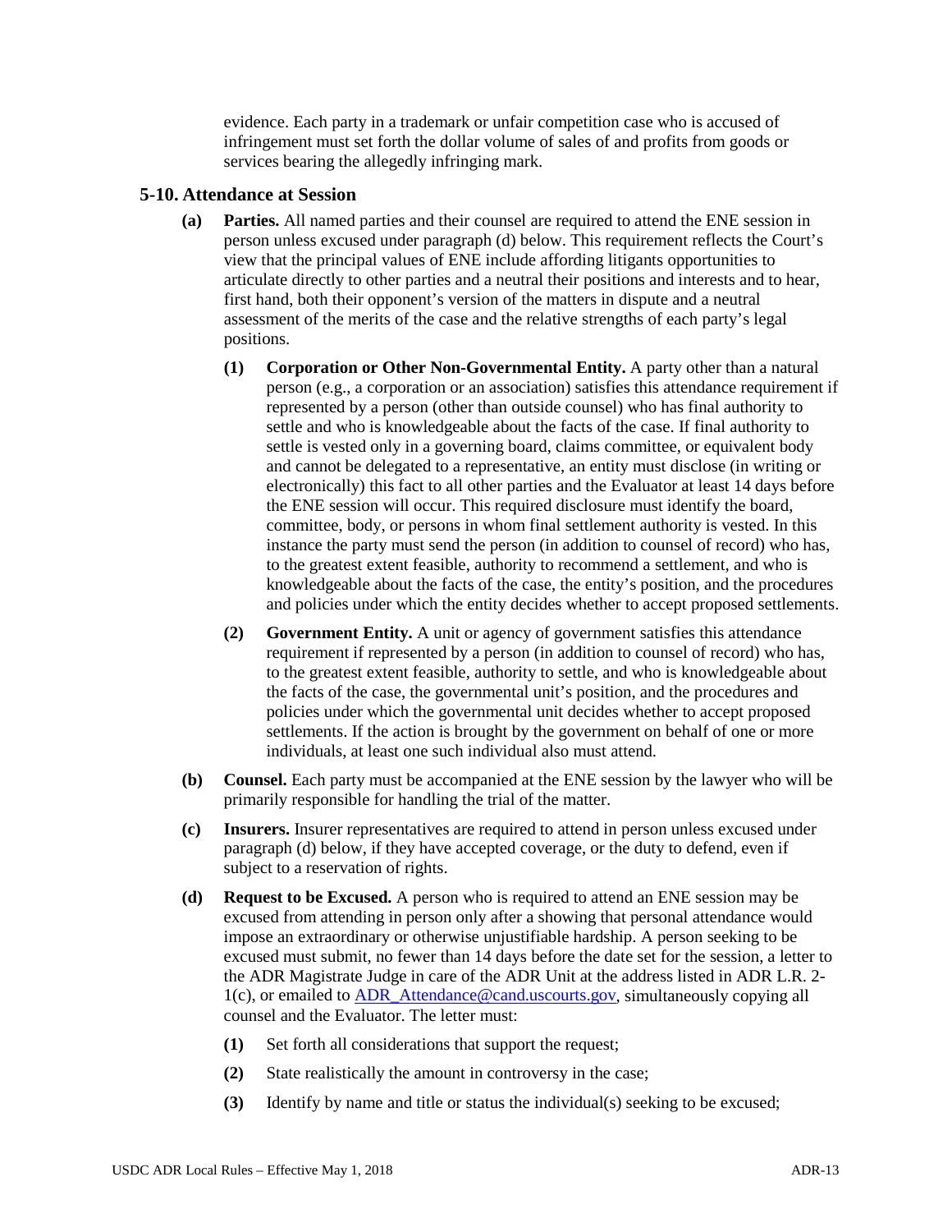evidence. Each party in a trademark or unfair competition case who is accused of infringement must set forth the dollar volume of sales of and profits from goods or services bearing the allegedly infringing mark.

## 5-10. Attendance at Session

**(a) Parties.** All named parties and their counsel are required to attend the ENE session in person unless excused under paragraph (d) below. This requirement reflects the Court's view that the principal values of ENE include affording litigants opportunities to articulate directly to other parties and a neutral their positions and interests and to hear, first hand, both their opponent's version of the matters in dispute and a neutral assessment of the merits of the case and the relative strengths of each party's legal positions.

**(1) Corporation or Other Non-Governmental Entity.** A party other than a natural person (e.g., a corporation or an association) satisfies this attendance requirement if represented by a person (other than outside counsel) who has final authority to settle and who is knowledgeable about the facts of the case. If final authority to settle is vested only in a governing board, claims committee, or equivalent body and cannot be delegated to a representative, an entity must disclose (in writing or electronically) this fact to all other parties and the Evaluator at least 14 days before the ENE session will occur. This required disclosure must identify the board, committee, body, or persons in whom final settlement authority is vested. In this instance the party must send the person (in addition to counsel of record) who has, to the greatest extent feasible, authority to recommend a settlement, and who is knowledgeable about the facts of the case, the entity's position, and the procedures and policies under which the entity decides whether to accept proposed settlements.

**(2) Government Entity.** A unit or agency of government satisfies this attendance requirement if represented by a person (in addition to counsel of record) who has, to the greatest extent feasible, authority to settle, and who is knowledgeable about the facts of the case, the governmental unit's position, and the procedures and policies under which the governmental unit decides whether to accept proposed settlements. If the action is brought by the government on behalf of one or more individuals, at least one such individual also must attend.

**(b) Counsel.** Each party must be accompanied at the ENE session by the lawyer who will be primarily responsible for handling the trial of the matter.

**(c) Insurers.** Insurer representatives are required to attend in person unless excused under paragraph (d) below, if they have accepted coverage, or the duty to defend, even if subject to a reservation of rights.

**(d) Request to be Excused.** A person who is required to attend an ENE session may be excused from attending in person only after a showing that personal attendance would impose an extraordinary or otherwise unjustifiable hardship. A person seeking to be excused must submit, no fewer than 14 days before the date set for the session, a letter to the ADR Magistrate Judge in care of the ADR Unit at the address listed in ADR L.R. 2-1(c), or emailed to ADR_Attendance@cand.uscourts.gov, simultaneously copying all counsel and the Evaluator. The letter must:

**(1)** Set forth all considerations that support the request;

**(2)** State realistically the amount in controversy in the case;

**(3)** Identify by name and title or status the individual(s) seeking to be excused;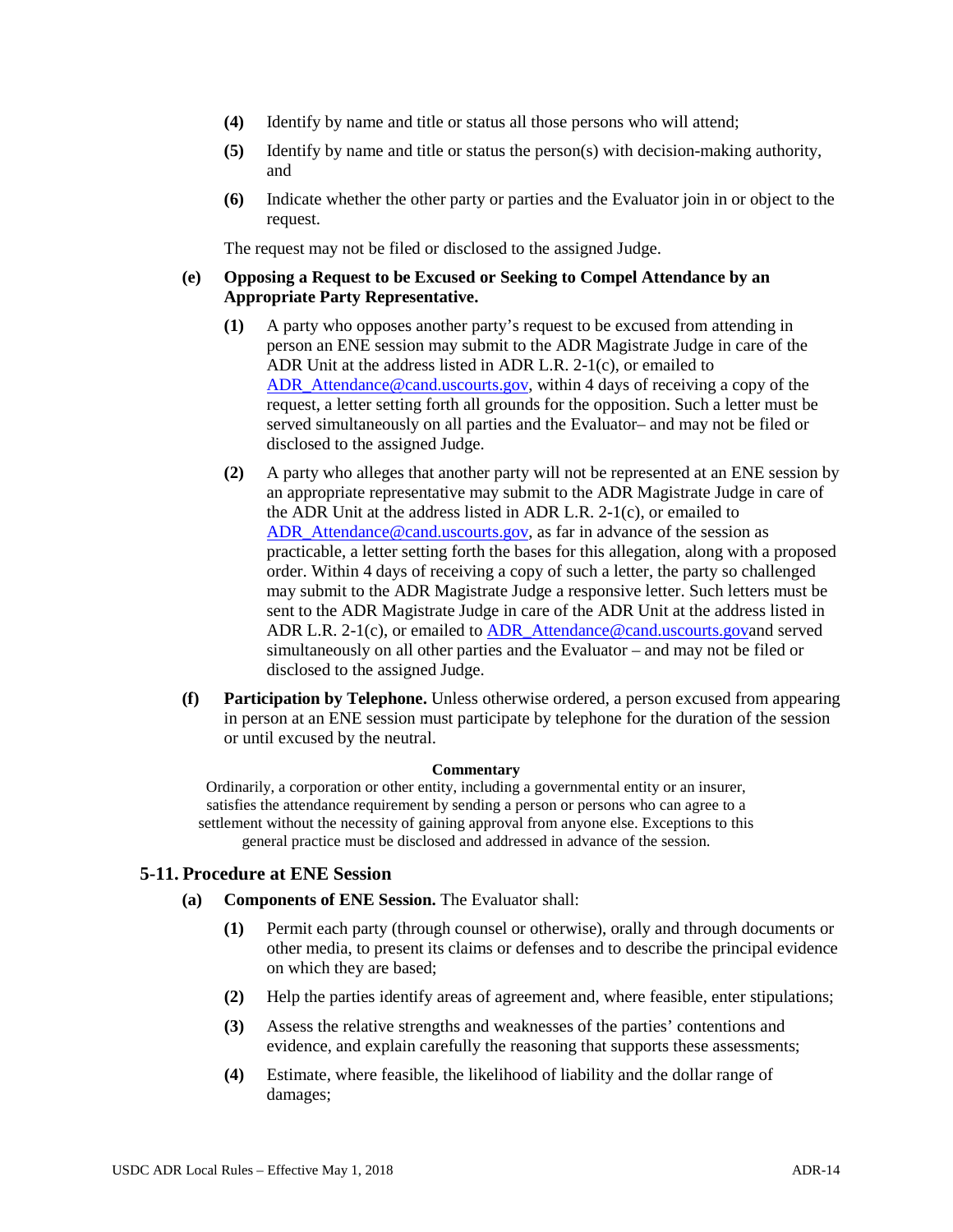**(4)** Identify by name and title or status all those persons who will attend;

**(5)** Identify by name and title or status the person(s) with decision-making authority, and

**(6)** Indicate whether the other party or parties and the Evaluator join in or object to the request.

The request may not be filed or disclosed to the assigned Judge.

**(e) Opposing a Request to be Excused or Seeking to Compel Attendance by an Appropriate Party Representative.**

**(1)** A party who opposes another party's request to be excused from attending in person an ENE session may submit to the ADR Magistrate Judge in care of the ADR Unit at the address listed in ADR L.R. 2-1(c), or emailed to ADR_Attendance@cand.uscourts.gov, within 4 days of receiving a copy of the request, a letter setting forth all grounds for the opposition. Such a letter must be served simultaneously on all parties and the Evaluator– and may not be filed or disclosed to the assigned Judge.

**(2)** A party who alleges that another party will not be represented at an ENE session by an appropriate representative may submit to the ADR Magistrate Judge in care of the ADR Unit at the address listed in ADR L.R. 2-1(c), or emailed to ADR_Attendance@cand.uscourts.gov, as far in advance of the session as practicable, a letter setting forth the bases for this allegation, along with a proposed order. Within 4 days of receiving a copy of such a letter, the party so challenged may submit to the ADR Magistrate Judge a responsive letter. Such letters must be sent to the ADR Magistrate Judge in care of the ADR Unit at the address listed in ADR L.R. 2-1(c), or emailed to ADR_Attendance@cand.uscourts.govand served simultaneously on all other parties and the Evaluator – and may not be filed or disclosed to the assigned Judge.

**(f) Participation by Telephone.** Unless otherwise ordered, a person excused from appearing in person at an ENE session must participate by telephone for the duration of the session or until excused by the neutral.

**Commentary**

Ordinarily, a corporation or other entity, including a governmental entity or an insurer, satisfies the attendance requirement by sending a person or persons who can agree to a settlement without the necessity of gaining approval from anyone else. Exceptions to this general practice must be disclosed and addressed in advance of the session.

## 5-11. Procedure at ENE Session

**(a) Components of ENE Session.** The Evaluator shall:

**(1)** Permit each party (through counsel or otherwise), orally and through documents or other media, to present its claims or defenses and to describe the principal evidence on which they are based;

**(2)** Help the parties identify areas of agreement and, where feasible, enter stipulations;

**(3)** Assess the relative strengths and weaknesses of the parties' contentions and evidence, and explain carefully the reasoning that supports these assessments;

**(4)** Estimate, where feasible, the likelihood of liability and the dollar range of damages;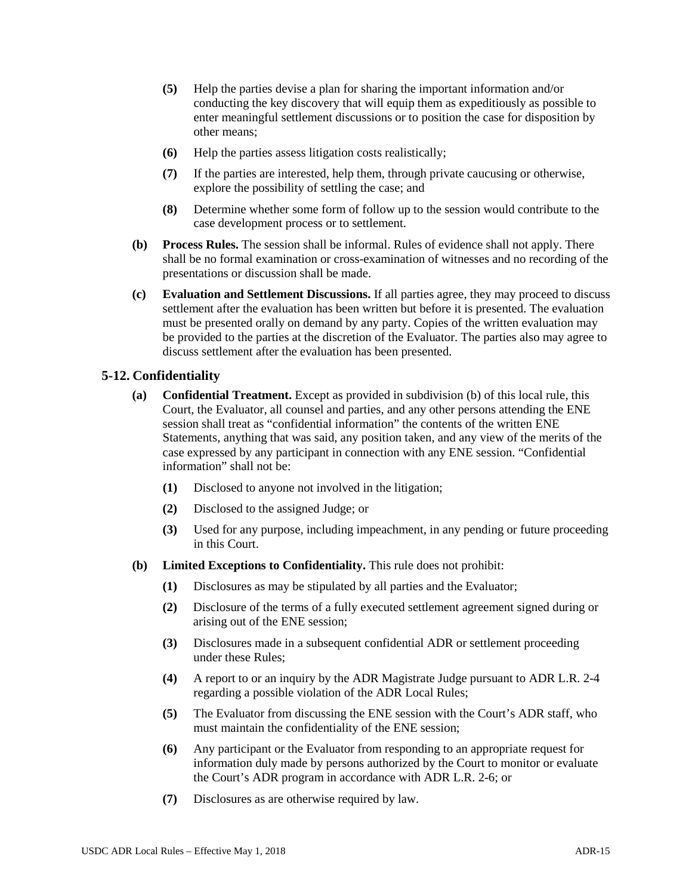**(5)** Help the parties devise a plan for sharing the important information and/or conducting the key discovery that will equip them as expeditiously as possible to enter meaningful settlement discussions or to position the case for disposition by other means;

**(6)** Help the parties assess litigation costs realistically;

**(7)** If the parties are interested, help them, through private caucusing or otherwise, explore the possibility of settling the case; and

**(8)** Determine whether some form of follow up to the session would contribute to the case development process or to settlement.

**(b)** **Process Rules.** The session shall be informal. Rules of evidence shall not apply. There shall be no formal examination or cross-examination of witnesses and no recording of the presentations or discussion shall be made.

**(c)** **Evaluation and Settlement Discussions.** If all parties agree, they may proceed to discuss settlement after the evaluation has been written but before it is presented. The evaluation must be presented orally on demand by any party. Copies of the written evaluation may be provided to the parties at the discretion of the Evaluator. The parties also may agree to discuss settlement after the evaluation has been presented.

## 5-12. Confidentiality

**(a)** **Confidential Treatment.** Except as provided in subdivision (b) of this local rule, this Court, the Evaluator, all counsel and parties, and any other persons attending the ENE session shall treat as "confidential information" the contents of the written ENE Statements, anything that was said, any position taken, and any view of the merits of the case expressed by any participant in connection with any ENE session. "Confidential information" shall not be:

**(1)** Disclosed to anyone not involved in the litigation;

**(2)** Disclosed to the assigned Judge; or

**(3)** Used for any purpose, including impeachment, in any pending or future proceeding in this Court.

**(b)** **Limited Exceptions to Confidentiality.** This rule does not prohibit:

**(1)** Disclosures as may be stipulated by all parties and the Evaluator;

**(2)** Disclosure of the terms of a fully executed settlement agreement signed during or arising out of the ENE session;

**(3)** Disclosures made in a subsequent confidential ADR or settlement proceeding under these Rules;

**(4)** A report to or an inquiry by the ADR Magistrate Judge pursuant to ADR L.R. 2-4 regarding a possible violation of the ADR Local Rules;

**(5)** The Evaluator from discussing the ENE session with the Court's ADR staff, who must maintain the confidentiality of the ENE session;

**(6)** Any participant or the Evaluator from responding to an appropriate request for information duly made by persons authorized by the Court to monitor or evaluate the Court's ADR program in accordance with ADR L.R. 2-6; or

**(7)** Disclosures as are otherwise required by law.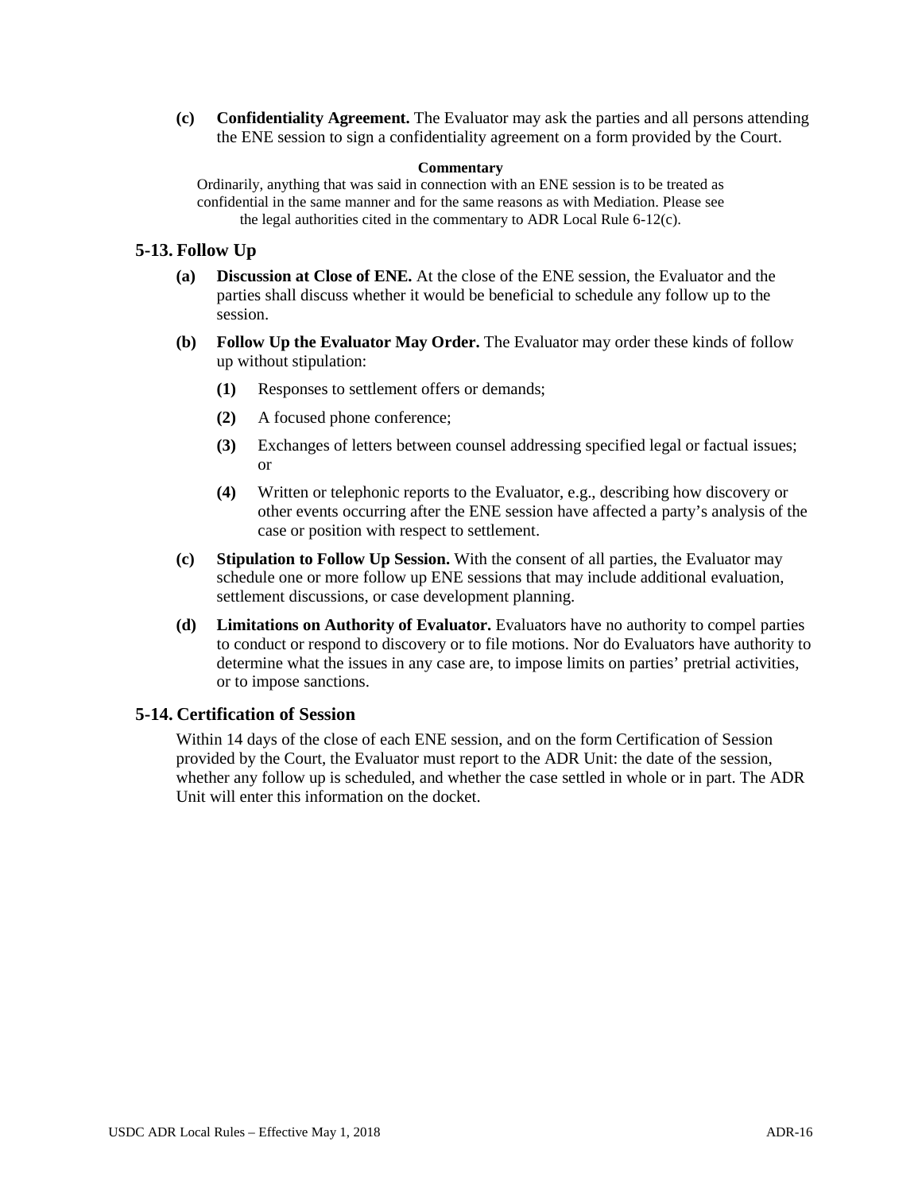**(c) Confidentiality Agreement.** The Evaluator may ask the parties and all persons attending the ENE session to sign a confidentiality agreement on a form provided by the Court.

**Commentary**

Ordinarily, anything that was said in connection with an ENE session is to be treated as confidential in the same manner and for the same reasons as with Mediation. Please see the legal authorities cited in the commentary to ADR Local Rule 6-12(c).

## 5-13. Follow Up

**(a) Discussion at Close of ENE.** At the close of the ENE session, the Evaluator and the parties shall discuss whether it would be beneficial to schedule any follow up to the session.

**(b) Follow Up the Evaluator May Order.** The Evaluator may order these kinds of follow up without stipulation:

- **(1)** Responses to settlement offers or demands;
- **(2)** A focused phone conference;
- **(3)** Exchanges of letters between counsel addressing specified legal or factual issues; or
- **(4)** Written or telephonic reports to the Evaluator, e.g., describing how discovery or other events occurring after the ENE session have affected a party's analysis of the case or position with respect to settlement.

**(c) Stipulation to Follow Up Session.** With the consent of all parties, the Evaluator may schedule one or more follow up ENE sessions that may include additional evaluation, settlement discussions, or case development planning.

**(d) Limitations on Authority of Evaluator.** Evaluators have no authority to compel parties to conduct or respond to discovery or to file motions. Nor do Evaluators have authority to determine what the issues in any case are, to impose limits on parties' pretrial activities, or to impose sanctions.

## 5-14. Certification of Session

Within 14 days of the close of each ENE session, and on the form Certification of Session provided by the Court, the Evaluator must report to the ADR Unit: the date of the session, whether any follow up is scheduled, and whether the case settled in whole or in part. The ADR Unit will enter this information on the docket.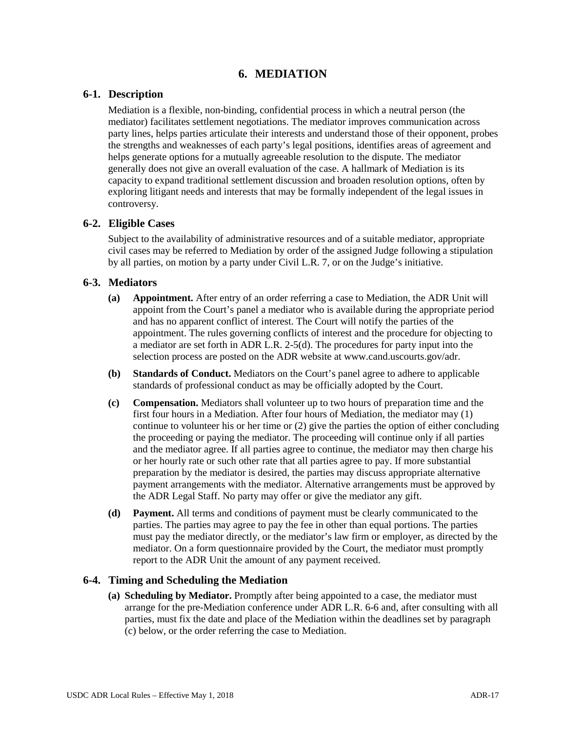# 6. MEDIATION

## 6-1. Description

Mediation is a flexible, non-binding, confidential process in which a neutral person (the mediator) facilitates settlement negotiations. The mediator improves communication across party lines, helps parties articulate their interests and understand those of their opponent, probes the strengths and weaknesses of each party's legal positions, identifies areas of agreement and helps generate options for a mutually agreeable resolution to the dispute. The mediator generally does not give an overall evaluation of the case. A hallmark of Mediation is its capacity to expand traditional settlement discussion and broaden resolution options, often by exploring litigant needs and interests that may be formally independent of the legal issues in controversy.

## 6-2. Eligible Cases

Subject to the availability of administrative resources and of a suitable mediator, appropriate civil cases may be referred to Mediation by order of the assigned Judge following a stipulation by all parties, on motion by a party under Civil L.R. 7, or on the Judge's initiative.

## 6-3. Mediators

**(a) Appointment.** After entry of an order referring a case to Mediation, the ADR Unit will appoint from the Court's panel a mediator who is available during the appropriate period and has no apparent conflict of interest. The Court will notify the parties of the appointment. The rules governing conflicts of interest and the procedure for objecting to a mediator are set forth in ADR L.R. 2-5(d). The procedures for party input into the selection process are posted on the ADR website at www.cand.uscourts.gov/adr.

**(b) Standards of Conduct.** Mediators on the Court's panel agree to adhere to applicable standards of professional conduct as may be officially adopted by the Court.

**(c) Compensation.** Mediators shall volunteer up to two hours of preparation time and the first four hours in a Mediation. After four hours of Mediation, the mediator may (1) continue to volunteer his or her time or (2) give the parties the option of either concluding the proceeding or paying the mediator. The proceeding will continue only if all parties and the mediator agree. If all parties agree to continue, the mediator may then charge his or her hourly rate or such other rate that all parties agree to pay. If more substantial preparation by the mediator is desired, the parties may discuss appropriate alternative payment arrangements with the mediator. Alternative arrangements must be approved by the ADR Legal Staff. No party may offer or give the mediator any gift.

**(d) Payment.** All terms and conditions of payment must be clearly communicated to the parties. The parties may agree to pay the fee in other than equal portions. The parties must pay the mediator directly, or the mediator's law firm or employer, as directed by the mediator. On a form questionnaire provided by the Court, the mediator must promptly report to the ADR Unit the amount of any payment received.

## 6-4. Timing and Scheduling the Mediation

**(a) Scheduling by Mediator.** Promptly after being appointed to a case, the mediator must arrange for the pre-Mediation conference under ADR L.R. 6-6 and, after consulting with all parties, must fix the date and place of the Mediation within the deadlines set by paragraph (c) below, or the order referring the case to Mediation.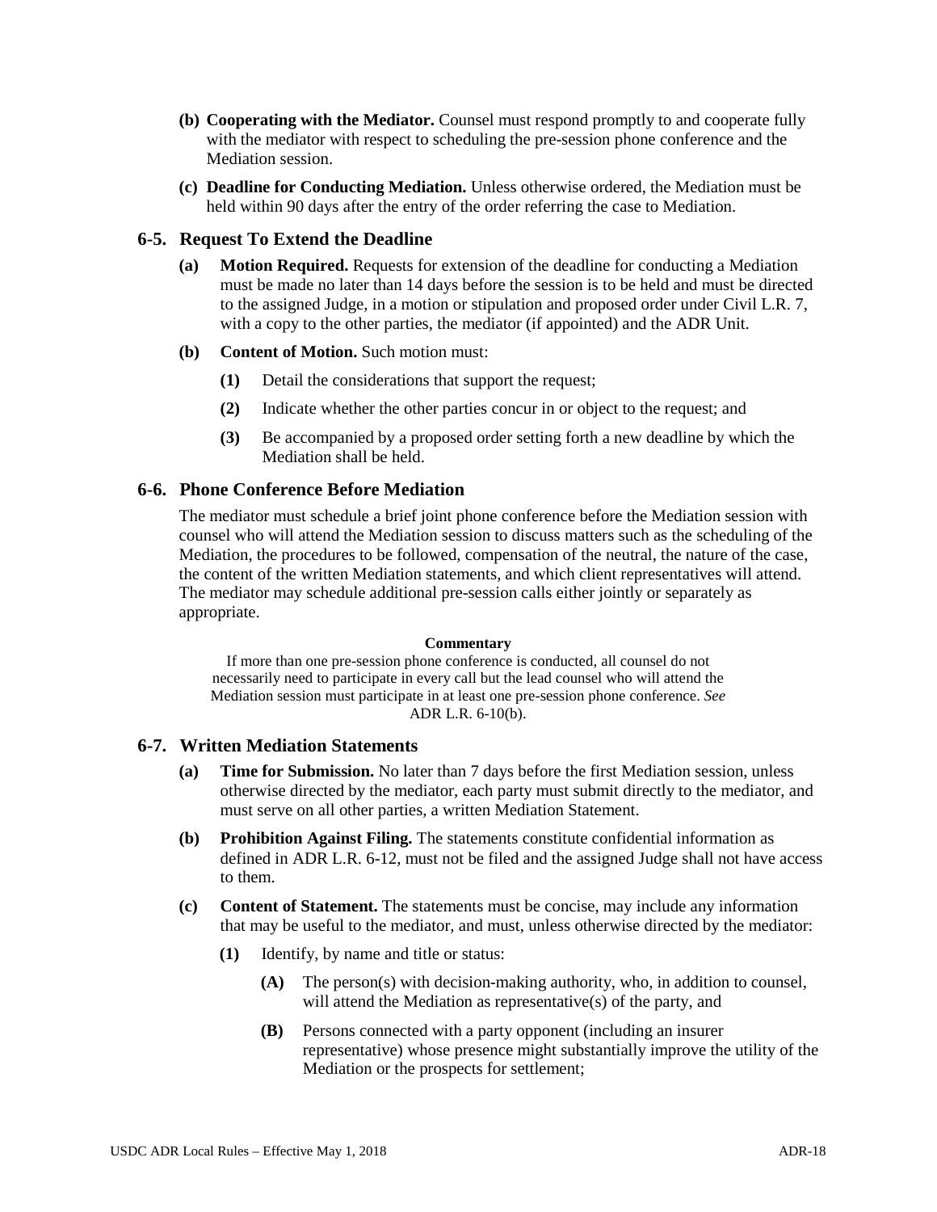- **(b) Cooperating with the Mediator.** Counsel must respond promptly to and cooperate fully with the mediator with respect to scheduling the pre-session phone conference and the Mediation session.
- **(c) Deadline for Conducting Mediation.** Unless otherwise ordered, the Mediation must be held within 90 days after the entry of the order referring the case to Mediation.

### 6-5. Request To Extend the Deadline

- **(a) Motion Required.** Requests for extension of the deadline for conducting a Mediation must be made no later than 14 days before the session is to be held and must be directed to the assigned Judge, in a motion or stipulation and proposed order under Civil L.R. 7, with a copy to the other parties, the mediator (if appointed) and the ADR Unit.
- **(b) Content of Motion.** Such motion must:
  - **(1)** Detail the considerations that support the request;
  - **(2)** Indicate whether the other parties concur in or object to the request; and
  - **(3)** Be accompanied by a proposed order setting forth a new deadline by which the Mediation shall be held.

### 6-6. Phone Conference Before Mediation

The mediator must schedule a brief joint phone conference before the Mediation session with counsel who will attend the Mediation session to discuss matters such as the scheduling of the Mediation, the procedures to be followed, compensation of the neutral, the nature of the case, the content of the written Mediation statements, and which client representatives will attend. The mediator may schedule additional pre-session calls either jointly or separately as appropriate.

**Commentary**

If more than one pre-session phone conference is conducted, all counsel do not necessarily need to participate in every call but the lead counsel who will attend the Mediation session must participate in at least one pre-session phone conference. *See* ADR L.R. 6-10(b).

### 6-7. Written Mediation Statements

- **(a) Time for Submission.** No later than 7 days before the first Mediation session, unless otherwise directed by the mediator, each party must submit directly to the mediator, and must serve on all other parties, a written Mediation Statement.
- **(b) Prohibition Against Filing.** The statements constitute confidential information as defined in ADR L.R. 6-12, must not be filed and the assigned Judge shall not have access to them.
- **(c) Content of Statement.** The statements must be concise, may include any information that may be useful to the mediator, and must, unless otherwise directed by the mediator:
  - **(1)** Identify, by name and title or status:
    - **(A)** The person(s) with decision-making authority, who, in addition to counsel, will attend the Mediation as representative(s) of the party, and
    - **(B)** Persons connected with a party opponent (including an insurer representative) whose presence might substantially improve the utility of the Mediation or the prospects for settlement;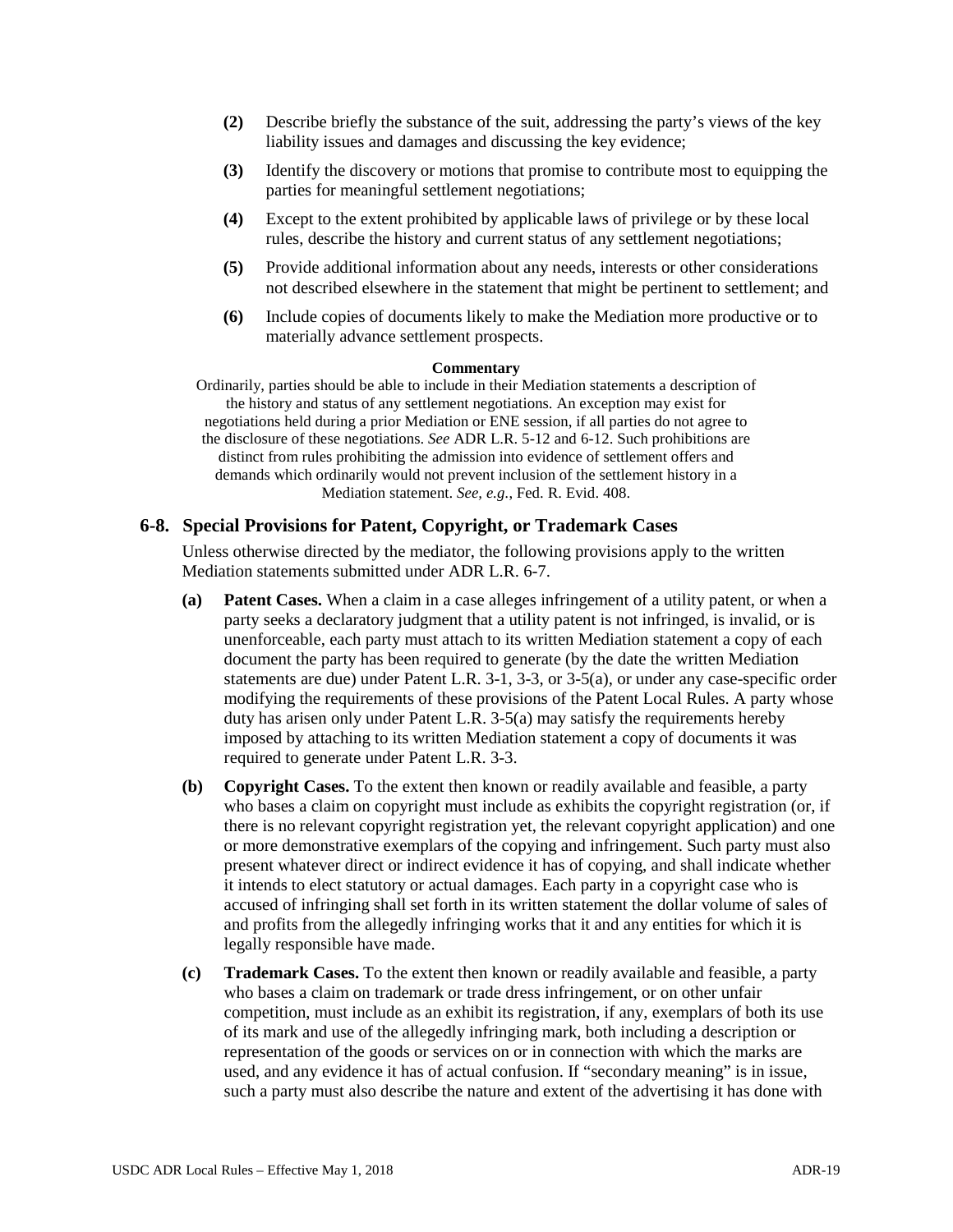**(2)** Describe briefly the substance of the suit, addressing the party's views of the key liability issues and damages and discussing the key evidence;

**(3)** Identify the discovery or motions that promise to contribute most to equipping the parties for meaningful settlement negotiations;

**(4)** Except to the extent prohibited by applicable laws of privilege or by these local rules, describe the history and current status of any settlement negotiations;

**(5)** Provide additional information about any needs, interests or other considerations not described elsewhere in the statement that might be pertinent to settlement; and

**(6)** Include copies of documents likely to make the Mediation more productive or to materially advance settlement prospects.

**Commentary**

Ordinarily, parties should be able to include in their Mediation statements a description of the history and status of any settlement negotiations. An exception may exist for negotiations held during a prior Mediation or ENE session, if all parties do not agree to the disclosure of these negotiations. *See* ADR L.R. 5-12 and 6-12. Such prohibitions are distinct from rules prohibiting the admission into evidence of settlement offers and demands which ordinarily would not prevent inclusion of the settlement history in a Mediation statement. *See, e.g.*, Fed. R. Evid. 408.

## 6-8. Special Provisions for Patent, Copyright, or Trademark Cases

Unless otherwise directed by the mediator, the following provisions apply to the written Mediation statements submitted under ADR L.R. 6-7.

**(a)** **Patent Cases.** When a claim in a case alleges infringement of a utility patent, or when a party seeks a declaratory judgment that a utility patent is not infringed, is invalid, or is unenforceable, each party must attach to its written Mediation statement a copy of each document the party has been required to generate (by the date the written Mediation statements are due) under Patent L.R. 3-1, 3-3, or 3-5(a), or under any case-specific order modifying the requirements of these provisions of the Patent Local Rules. A party whose duty has arisen only under Patent L.R. 3-5(a) may satisfy the requirements hereby imposed by attaching to its written Mediation statement a copy of documents it was required to generate under Patent L.R. 3-3.

**(b)** **Copyright Cases.** To the extent then known or readily available and feasible, a party who bases a claim on copyright must include as exhibits the copyright registration (or, if there is no relevant copyright registration yet, the relevant copyright application) and one or more demonstrative exemplars of the copying and infringement. Such party must also present whatever direct or indirect evidence it has of copying, and shall indicate whether it intends to elect statutory or actual damages. Each party in a copyright case who is accused of infringing shall set forth in its written statement the dollar volume of sales of and profits from the allegedly infringing works that it and any entities for which it is legally responsible have made.

**(c)** **Trademark Cases.** To the extent then known or readily available and feasible, a party who bases a claim on trademark or trade dress infringement, or on other unfair competition, must include as an exhibit its registration, if any, exemplars of both its use of its mark and use of the allegedly infringing mark, both including a description or representation of the goods or services on or in connection with which the marks are used, and any evidence it has of actual confusion. If "secondary meaning" is in issue, such a party must also describe the nature and extent of the advertising it has done with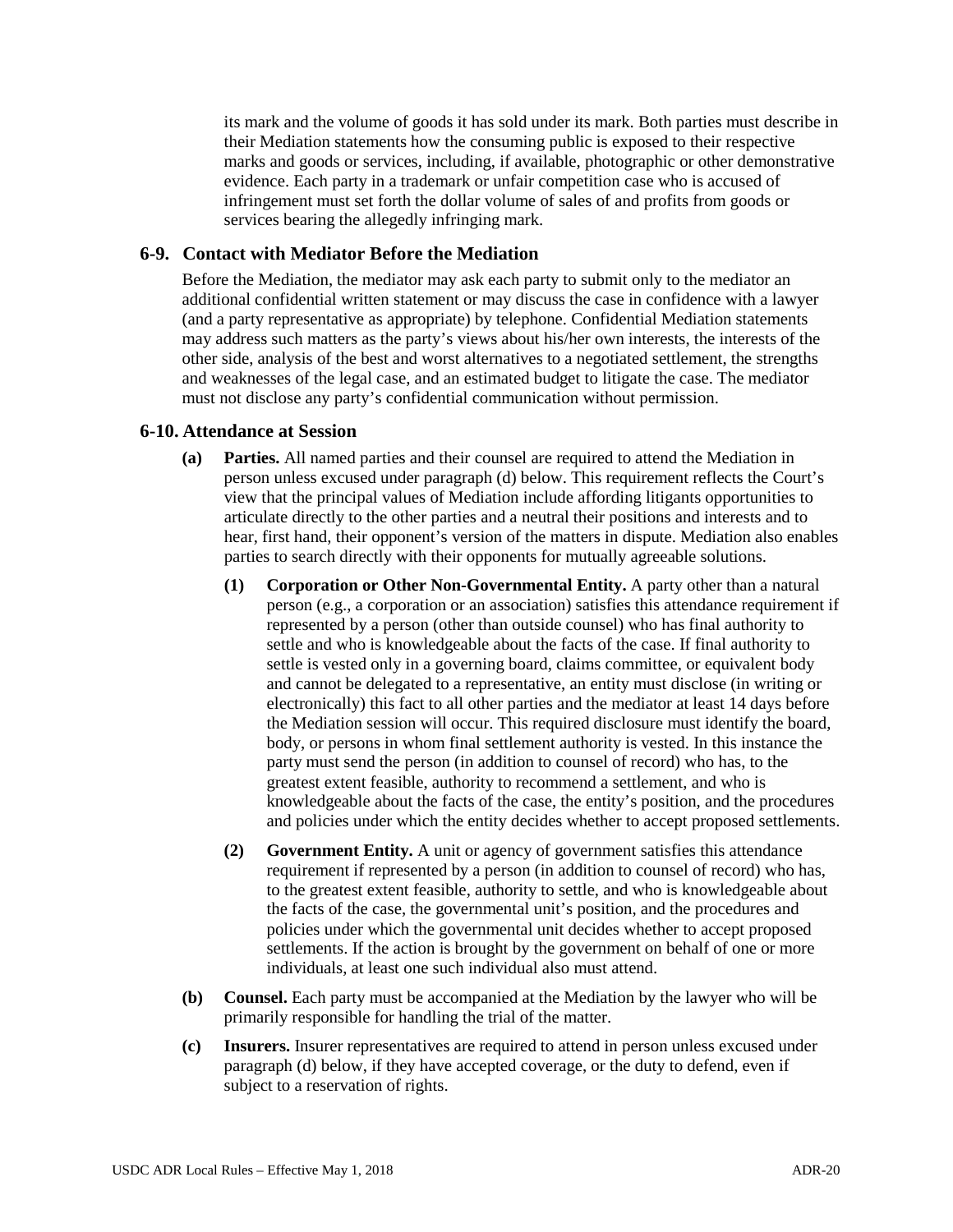its mark and the volume of goods it has sold under its mark. Both parties must describe in their Mediation statements how the consuming public is exposed to their respective marks and goods or services, including, if available, photographic or other demonstrative evidence. Each party in a trademark or unfair competition case who is accused of infringement must set forth the dollar volume of sales of and profits from goods or services bearing the allegedly infringing mark.

### 6-9. Contact with Mediator Before the Mediation

Before the Mediation, the mediator may ask each party to submit only to the mediator an additional confidential written statement or may discuss the case in confidence with a lawyer (and a party representative as appropriate) by telephone. Confidential Mediation statements may address such matters as the party's views about his/her own interests, the interests of the other side, analysis of the best and worst alternatives to a negotiated settlement, the strengths and weaknesses of the legal case, and an estimated budget to litigate the case. The mediator must not disclose any party's confidential communication without permission.

### 6-10. Attendance at Session

**(a) Parties.** All named parties and their counsel are required to attend the Mediation in person unless excused under paragraph (d) below. This requirement reflects the Court's view that the principal values of Mediation include affording litigants opportunities to articulate directly to the other parties and a neutral their positions and interests and to hear, first hand, their opponent's version of the matters in dispute. Mediation also enables parties to search directly with their opponents for mutually agreeable solutions.

**(1) Corporation or Other Non-Governmental Entity.** A party other than a natural person (e.g., a corporation or an association) satisfies this attendance requirement if represented by a person (other than outside counsel) who has final authority to settle and who is knowledgeable about the facts of the case. If final authority to settle is vested only in a governing board, claims committee, or equivalent body and cannot be delegated to a representative, an entity must disclose (in writing or electronically) this fact to all other parties and the mediator at least 14 days before the Mediation session will occur. This required disclosure must identify the board, body, or persons in whom final settlement authority is vested. In this instance the party must send the person (in addition to counsel of record) who has, to the greatest extent feasible, authority to recommend a settlement, and who is knowledgeable about the facts of the case, the entity's position, and the procedures and policies under which the entity decides whether to accept proposed settlements.

**(2) Government Entity.** A unit or agency of government satisfies this attendance requirement if represented by a person (in addition to counsel of record) who has, to the greatest extent feasible, authority to settle, and who is knowledgeable about the facts of the case, the governmental unit's position, and the procedures and policies under which the governmental unit decides whether to accept proposed settlements. If the action is brought by the government on behalf of one or more individuals, at least one such individual also must attend.

**(b) Counsel.** Each party must be accompanied at the Mediation by the lawyer who will be primarily responsible for handling the trial of the matter.

**(c) Insurers.** Insurer representatives are required to attend in person unless excused under paragraph (d) below, if they have accepted coverage, or the duty to defend, even if subject to a reservation of rights.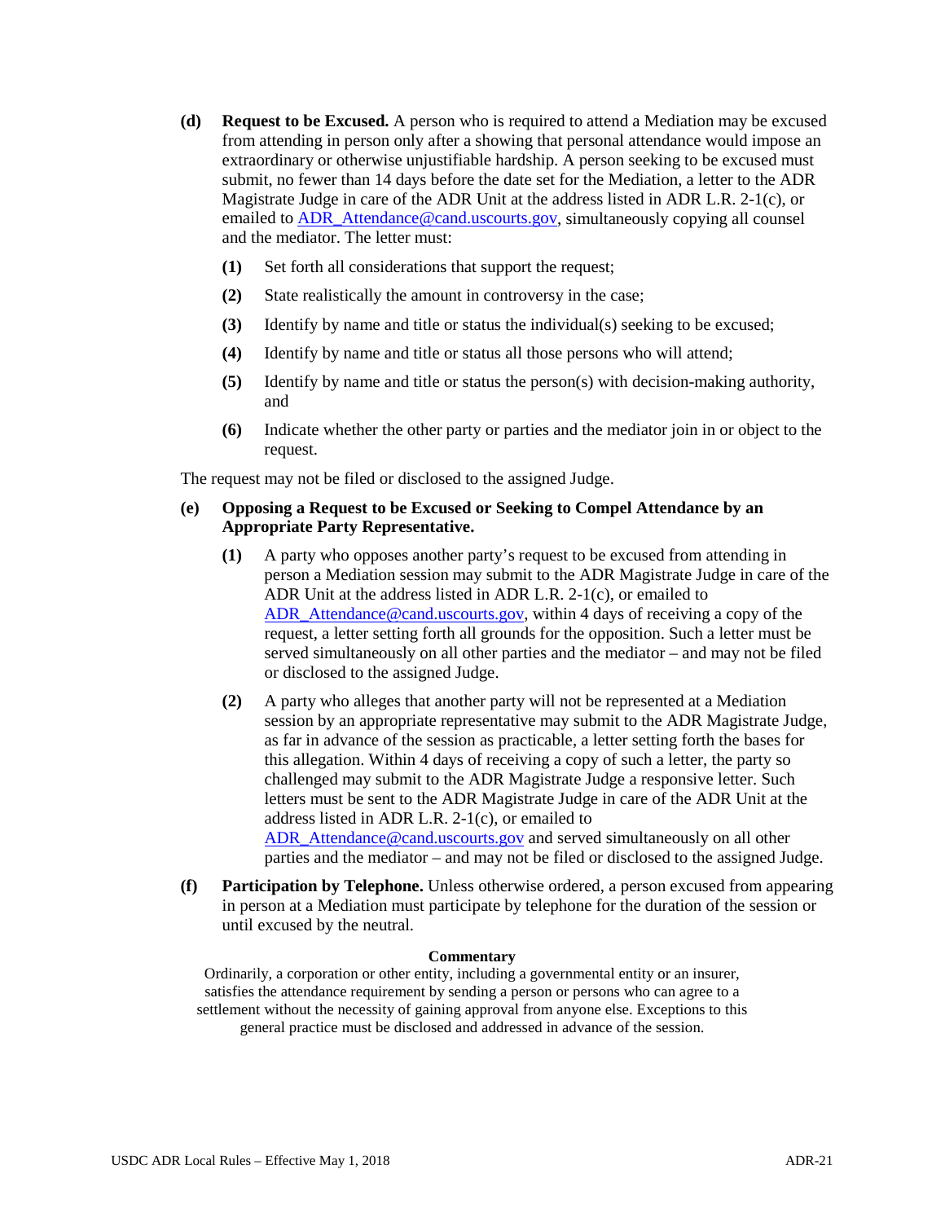**(d) Request to be Excused.** A person who is required to attend a Mediation may be excused from attending in person only after a showing that personal attendance would impose an extraordinary or otherwise unjustifiable hardship. A person seeking to be excused must submit, no fewer than 14 days before the date set for the Mediation, a letter to the ADR Magistrate Judge in care of the ADR Unit at the address listed in ADR L.R. 2-1(c), or emailed to ADR_Attendance@cand.uscourts.gov, simultaneously copying all counsel and the mediator. The letter must:

- **(1)** Set forth all considerations that support the request;
- **(2)** State realistically the amount in controversy in the case;
- **(3)** Identify by name and title or status the individual(s) seeking to be excused;
- **(4)** Identify by name and title or status all those persons who will attend;
- **(5)** Identify by name and title or status the person(s) with decision-making authority, and
- **(6)** Indicate whether the other party or parties and the mediator join in or object to the request.

The request may not be filed or disclosed to the assigned Judge.

**(e) Opposing a Request to be Excused or Seeking to Compel Attendance by an Appropriate Party Representative.**

- **(1)** A party who opposes another party's request to be excused from attending in person a Mediation session may submit to the ADR Magistrate Judge in care of the ADR Unit at the address listed in ADR L.R. 2-1(c), or emailed to ADR_Attendance@cand.uscourts.gov, within 4 days of receiving a copy of the request, a letter setting forth all grounds for the opposition. Such a letter must be served simultaneously on all other parties and the mediator – and may not be filed or disclosed to the assigned Judge.
- **(2)** A party who alleges that another party will not be represented at a Mediation session by an appropriate representative may submit to the ADR Magistrate Judge, as far in advance of the session as practicable, a letter setting forth the bases for this allegation. Within 4 days of receiving a copy of such a letter, the party so challenged may submit to the ADR Magistrate Judge a responsive letter. Such letters must be sent to the ADR Magistrate Judge in care of the ADR Unit at the address listed in ADR L.R. 2-1(c), or emailed to ADR_Attendance@cand.uscourts.gov and served simultaneously on all other parties and the mediator – and may not be filed or disclosed to the assigned Judge.

**(f) Participation by Telephone.** Unless otherwise ordered, a person excused from appearing in person at a Mediation must participate by telephone for the duration of the session or until excused by the neutral.

**Commentary**

Ordinarily, a corporation or other entity, including a governmental entity or an insurer, satisfies the attendance requirement by sending a person or persons who can agree to a settlement without the necessity of gaining approval from anyone else. Exceptions to this general practice must be disclosed and addressed in advance of the session.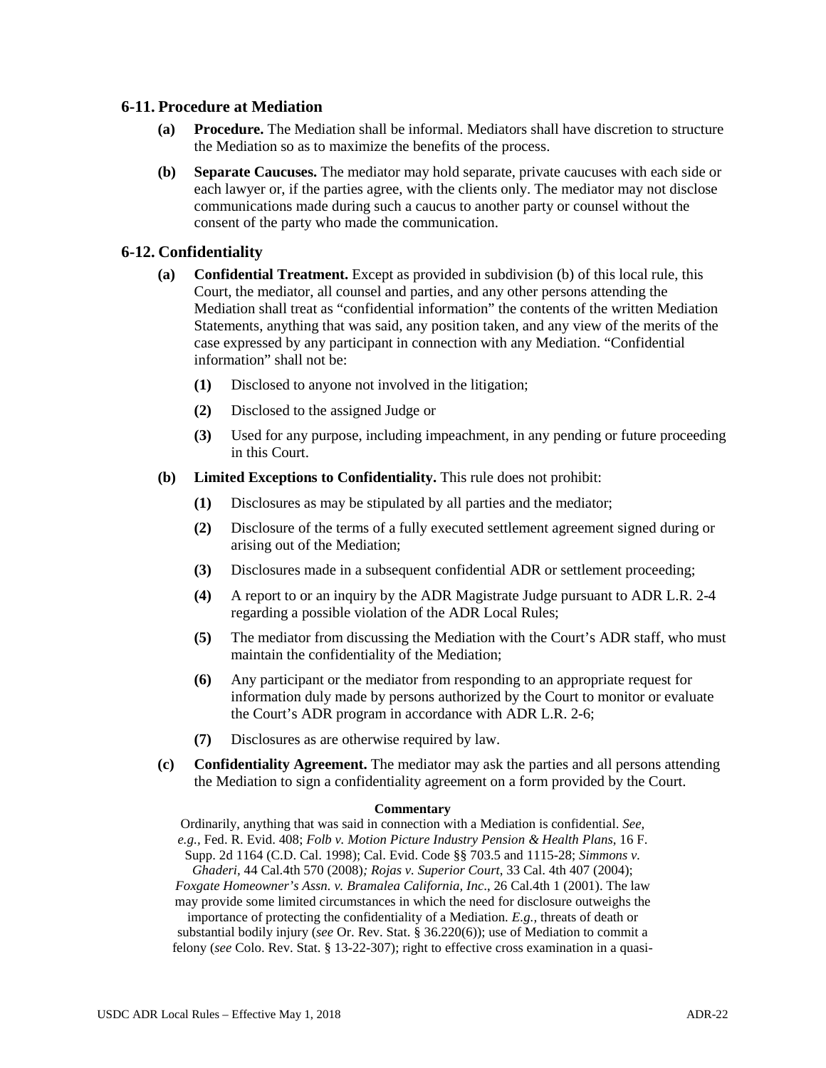## 6-11. Procedure at Mediation

**(a) Procedure.** The Mediation shall be informal. Mediators shall have discretion to structure the Mediation so as to maximize the benefits of the process.

**(b) Separate Caucuses.** The mediator may hold separate, private caucuses with each side or each lawyer or, if the parties agree, with the clients only. The mediator may not disclose communications made during such a caucus to another party or counsel without the consent of the party who made the communication.

## 6-12. Confidentiality

**(a) Confidential Treatment.** Except as provided in subdivision (b) of this local rule, this Court, the mediator, all counsel and parties, and any other persons attending the Mediation shall treat as "confidential information" the contents of the written Mediation Statements, anything that was said, any position taken, and any view of the merits of the case expressed by any participant in connection with any Mediation. "Confidential information" shall not be:

- **(1)** Disclosed to anyone not involved in the litigation;
- **(2)** Disclosed to the assigned Judge or
- **(3)** Used for any purpose, including impeachment, in any pending or future proceeding in this Court.

**(b) Limited Exceptions to Confidentiality.** This rule does not prohibit:

- **(1)** Disclosures as may be stipulated by all parties and the mediator;
- **(2)** Disclosure of the terms of a fully executed settlement agreement signed during or arising out of the Mediation;
- **(3)** Disclosures made in a subsequent confidential ADR or settlement proceeding;
- **(4)** A report to or an inquiry by the ADR Magistrate Judge pursuant to ADR L.R. 2-4 regarding a possible violation of the ADR Local Rules;
- **(5)** The mediator from discussing the Mediation with the Court's ADR staff, who must maintain the confidentiality of the Mediation;
- **(6)** Any participant or the mediator from responding to an appropriate request for information duly made by persons authorized by the Court to monitor or evaluate the Court's ADR program in accordance with ADR L.R. 2-6;
- **(7)** Disclosures as are otherwise required by law.

**(c) Confidentiality Agreement.** The mediator may ask the parties and all persons attending the Mediation to sign a confidentiality agreement on a form provided by the Court.

**Commentary**

Ordinarily, anything that was said in connection with a Mediation is confidential. *See, e.g.*, Fed. R. Evid. 408; *Folb v. Motion Picture Industry Pension & Health Plans*, 16 F. Supp. 2d 1164 (C.D. Cal. 1998); Cal. Evid. Code §§ 703.5 and 1115-28; *Simmons v. Ghaderi*, 44 Cal.4th 570 (2008)*; Rojas v. Superior Court*, 33 Cal. 4th 407 (2004); *Foxgate Homeowner's Assn. v. Bramalea California, Inc*., 26 Cal.4th 1 (2001). The law may provide some limited circumstances in which the need for disclosure outweighs the importance of protecting the confidentiality of a Mediation. *E.g.,* threats of death or substantial bodily injury (*see* Or. Rev. Stat. § 36.220(6)); use of Mediation to commit a felony (*see* Colo. Rev. Stat. § 13-22-307); right to effective cross examination in a quasi-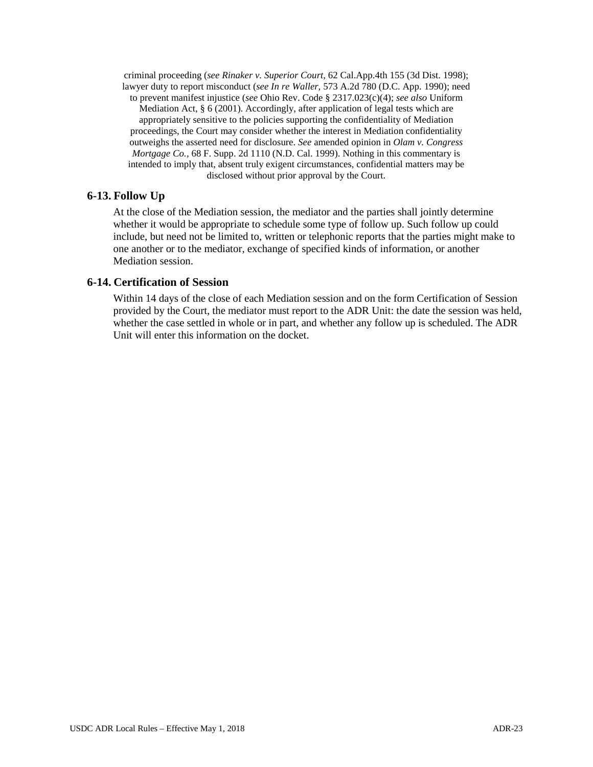criminal proceeding (*see Rinaker v. Superior Court,* 62 Cal.App.4th 155 (3d Dist. 1998); lawyer duty to report misconduct (*see In re Waller,* 573 A.2d 780 (D.C. App. 1990); need to prevent manifest injustice (*see* Ohio Rev. Code § 2317.023(c)(4); *see also* Uniform Mediation Act, § 6 (2001). Accordingly, after application of legal tests which are appropriately sensitive to the policies supporting the confidentiality of Mediation proceedings, the Court may consider whether the interest in Mediation confidentiality outweighs the asserted need for disclosure. *See* amended opinion in *Olam v. Congress Mortgage Co.,* 68 F. Supp. 2d 1110 (N.D. Cal. 1999). Nothing in this commentary is intended to imply that, absent truly exigent circumstances, confidential matters may be disclosed without prior approval by the Court.

### 6-13. Follow Up

At the close of the Mediation session, the mediator and the parties shall jointly determine whether it would be appropriate to schedule some type of follow up. Such follow up could include, but need not be limited to, written or telephonic reports that the parties might make to one another or to the mediator, exchange of specified kinds of information, or another Mediation session.

### 6-14. Certification of Session

Within 14 days of the close of each Mediation session and on the form Certification of Session provided by the Court, the mediator must report to the ADR Unit: the date the session was held, whether the case settled in whole or in part, and whether any follow up is scheduled. The ADR Unit will enter this information on the docket.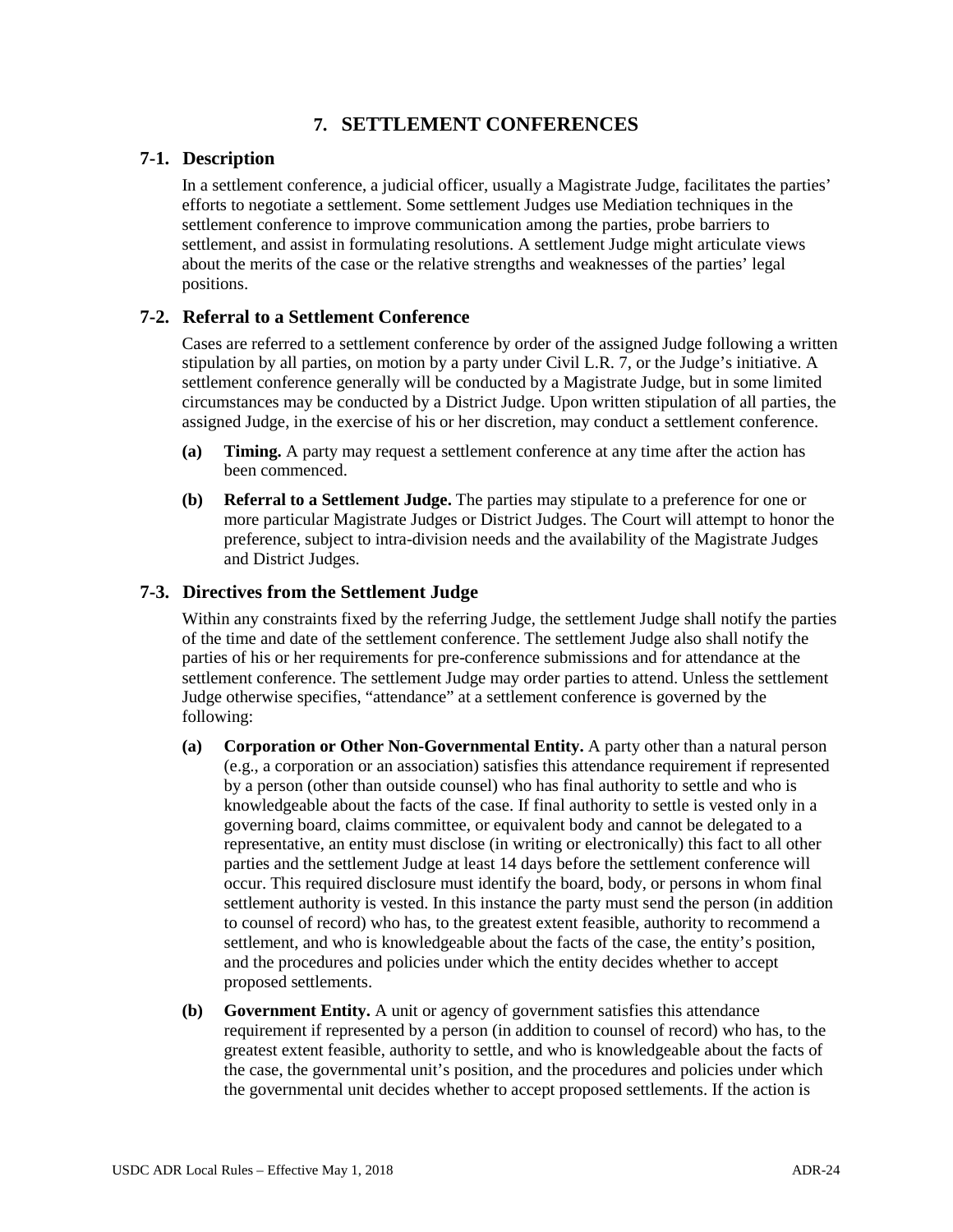# 7. SETTLEMENT CONFERENCES

## 7-1. Description

In a settlement conference, a judicial officer, usually a Magistrate Judge, facilitates the parties' efforts to negotiate a settlement. Some settlement Judges use Mediation techniques in the settlement conference to improve communication among the parties, probe barriers to settlement, and assist in formulating resolutions. A settlement Judge might articulate views about the merits of the case or the relative strengths and weaknesses of the parties' legal positions.

## 7-2. Referral to a Settlement Conference

Cases are referred to a settlement conference by order of the assigned Judge following a written stipulation by all parties, on motion by a party under Civil L.R. 7, or the Judge's initiative. A settlement conference generally will be conducted by a Magistrate Judge, but in some limited circumstances may be conducted by a District Judge. Upon written stipulation of all parties, the assigned Judge, in the exercise of his or her discretion, may conduct a settlement conference.

**(a) Timing.** A party may request a settlement conference at any time after the action has been commenced.

**(b) Referral to a Settlement Judge.** The parties may stipulate to a preference for one or more particular Magistrate Judges or District Judges. The Court will attempt to honor the preference, subject to intra-division needs and the availability of the Magistrate Judges and District Judges.

## 7-3. Directives from the Settlement Judge

Within any constraints fixed by the referring Judge, the settlement Judge shall notify the parties of the time and date of the settlement conference. The settlement Judge also shall notify the parties of his or her requirements for pre-conference submissions and for attendance at the settlement conference. The settlement Judge may order parties to attend. Unless the settlement Judge otherwise specifies, "attendance" at a settlement conference is governed by the following:

**(a) Corporation or Other Non-Governmental Entity.** A party other than a natural person (e.g., a corporation or an association) satisfies this attendance requirement if represented by a person (other than outside counsel) who has final authority to settle and who is knowledgeable about the facts of the case. If final authority to settle is vested only in a governing board, claims committee, or equivalent body and cannot be delegated to a representative, an entity must disclose (in writing or electronically) this fact to all other parties and the settlement Judge at least 14 days before the settlement conference will occur. This required disclosure must identify the board, body, or persons in whom final settlement authority is vested. In this instance the party must send the person (in addition to counsel of record) who has, to the greatest extent feasible, authority to recommend a settlement, and who is knowledgeable about the facts of the case, the entity's position, and the procedures and policies under which the entity decides whether to accept proposed settlements.

**(b) Government Entity.** A unit or agency of government satisfies this attendance requirement if represented by a person (in addition to counsel of record) who has, to the greatest extent feasible, authority to settle, and who is knowledgeable about the facts of the case, the governmental unit's position, and the procedures and policies under which the governmental unit decides whether to accept proposed settlements. If the action is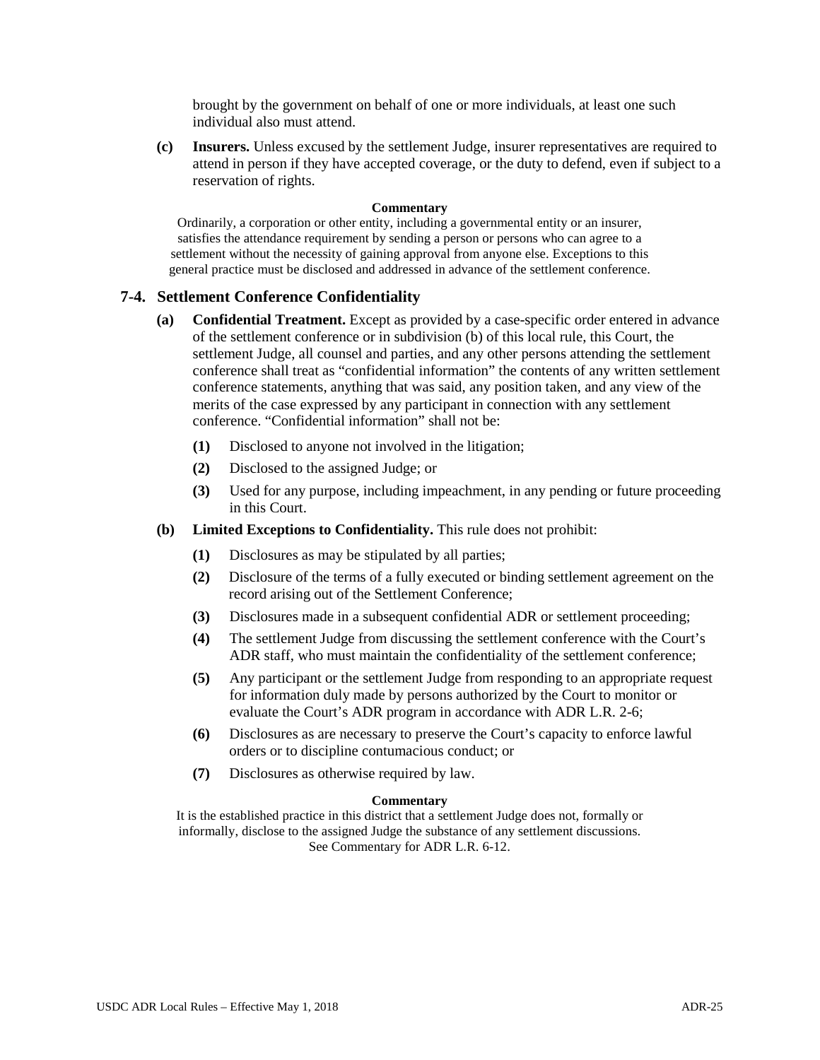brought by the government on behalf of one or more individuals, at least one such individual also must attend.

**(c) Insurers.** Unless excused by the settlement Judge, insurer representatives are required to attend in person if they have accepted coverage, or the duty to defend, even if subject to a reservation of rights.

**Commentary**

Ordinarily, a corporation or other entity, including a governmental entity or an insurer, satisfies the attendance requirement by sending a person or persons who can agree to a settlement without the necessity of gaining approval from anyone else. Exceptions to this general practice must be disclosed and addressed in advance of the settlement conference.

## 7-4. Settlement Conference Confidentiality

**(a) Confidential Treatment.** Except as provided by a case-specific order entered in advance of the settlement conference or in subdivision (b) of this local rule, this Court, the settlement Judge, all counsel and parties, and any other persons attending the settlement conference shall treat as "confidential information" the contents of any written settlement conference statements, anything that was said, any position taken, and any view of the merits of the case expressed by any participant in connection with any settlement conference. "Confidential information" shall not be:

- **(1)** Disclosed to anyone not involved in the litigation;
- **(2)** Disclosed to the assigned Judge; or
- **(3)** Used for any purpose, including impeachment, in any pending or future proceeding in this Court.

**(b) Limited Exceptions to Confidentiality.** This rule does not prohibit:

- **(1)** Disclosures as may be stipulated by all parties;
- **(2)** Disclosure of the terms of a fully executed or binding settlement agreement on the record arising out of the Settlement Conference;
- **(3)** Disclosures made in a subsequent confidential ADR or settlement proceeding;
- **(4)** The settlement Judge from discussing the settlement conference with the Court's ADR staff, who must maintain the confidentiality of the settlement conference;
- **(5)** Any participant or the settlement Judge from responding to an appropriate request for information duly made by persons authorized by the Court to monitor or evaluate the Court's ADR program in accordance with ADR L.R. 2-6;
- **(6)** Disclosures as are necessary to preserve the Court's capacity to enforce lawful orders or to discipline contumacious conduct; or
- **(7)** Disclosures as otherwise required by law.

**Commentary**

It is the established practice in this district that a settlement Judge does not, formally or informally, disclose to the assigned Judge the substance of any settlement discussions. See Commentary for ADR L.R. 6-12.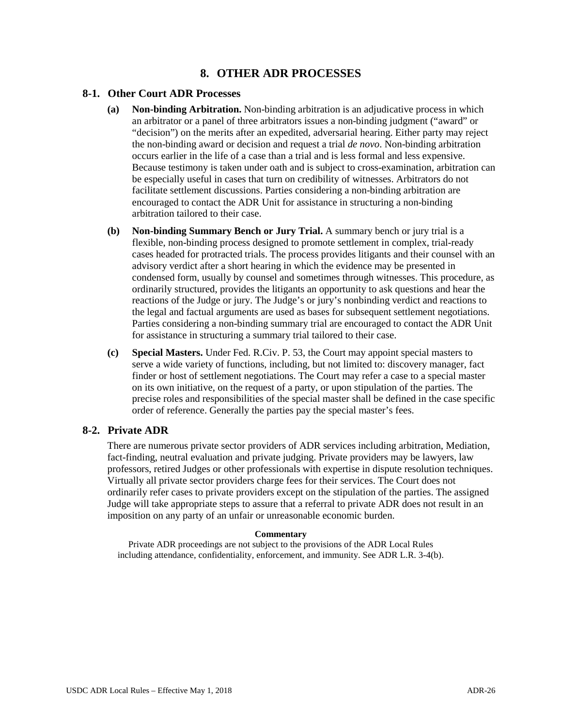# 8. OTHER ADR PROCESSES

## 8-1. Other Court ADR Processes

**(a) Non-binding Arbitration.** Non-binding arbitration is an adjudicative process in which an arbitrator or a panel of three arbitrators issues a non-binding judgment ("award" or "decision") on the merits after an expedited, adversarial hearing. Either party may reject the non-binding award or decision and request a trial *de novo*. Non-binding arbitration occurs earlier in the life of a case than a trial and is less formal and less expensive. Because testimony is taken under oath and is subject to cross-examination, arbitration can be especially useful in cases that turn on credibility of witnesses. Arbitrators do not facilitate settlement discussions. Parties considering a non-binding arbitration are encouraged to contact the ADR Unit for assistance in structuring a non-binding arbitration tailored to their case.

**(b) Non-binding Summary Bench or Jury Trial.** A summary bench or jury trial is a flexible, non-binding process designed to promote settlement in complex, trial-ready cases headed for protracted trials. The process provides litigants and their counsel with an advisory verdict after a short hearing in which the evidence may be presented in condensed form, usually by counsel and sometimes through witnesses. This procedure, as ordinarily structured, provides the litigants an opportunity to ask questions and hear the reactions of the Judge or jury. The Judge's or jury's nonbinding verdict and reactions to the legal and factual arguments are used as bases for subsequent settlement negotiations. Parties considering a non-binding summary trial are encouraged to contact the ADR Unit for assistance in structuring a summary trial tailored to their case.

**(c) Special Masters.** Under Fed. R.Civ. P. 53, the Court may appoint special masters to serve a wide variety of functions, including, but not limited to: discovery manager, fact finder or host of settlement negotiations. The Court may refer a case to a special master on its own initiative, on the request of a party, or upon stipulation of the parties. The precise roles and responsibilities of the special master shall be defined in the case specific order of reference. Generally the parties pay the special master's fees.

## 8-2. Private ADR

There are numerous private sector providers of ADR services including arbitration, Mediation, fact-finding, neutral evaluation and private judging. Private providers may be lawyers, law professors, retired Judges or other professionals with expertise in dispute resolution techniques. Virtually all private sector providers charge fees for their services. The Court does not ordinarily refer cases to private providers except on the stipulation of the parties. The assigned Judge will take appropriate steps to assure that a referral to private ADR does not result in an imposition on any party of an unfair or unreasonable economic burden.

**Commentary**

Private ADR proceedings are not subject to the provisions of the ADR Local Rules including attendance, confidentiality, enforcement, and immunity. See ADR L.R. 3-4(b).